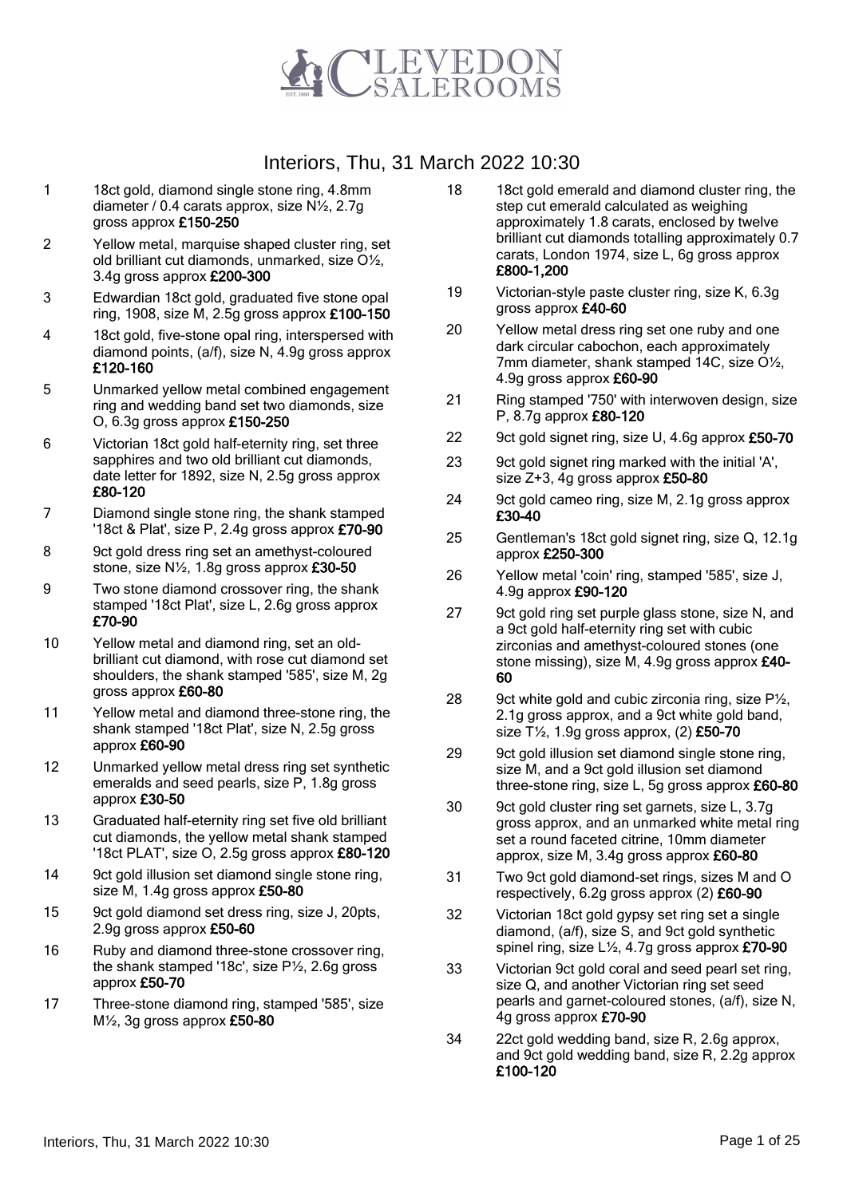# CLEVEDON SALEROOMS

## Interiors, Thu, 31 March 2022 10:30

1 18ct gold, diamond single stone ring, 4.8mm diameter / 0.4 carats approx, size N½, 2.7g gross approx **£150-250**

2 Yellow metal, marquise shaped cluster ring, set old brilliant cut diamonds, unmarked, size O½, 3.4g gross approx **£200-300**

3 Edwardian 18ct gold, graduated five stone opal ring, 1908, size M, 2.5g gross approx **£100-150**

4 18ct gold, five-stone opal ring, interspersed with diamond points, (a/f), size N, 4.9g gross approx **£120-160**

5 Unmarked yellow metal combined engagement ring and wedding band set two diamonds, size O, 6.3g gross approx **£150-250**

6 Victorian 18ct gold half-eternity ring, set three sapphires and two old brilliant cut diamonds, date letter for 1892, size N, 2.5g gross approx **£80-120**

7 Diamond single stone ring, the shank stamped '18ct & Plat', size P, 2.4g gross approx **£70-90**

8 9ct gold dress ring set an amethyst-coloured stone, size N½, 1.8g gross approx **£30-50**

9 Two stone diamond crossover ring, the shank stamped '18ct Plat', size L, 2.6g gross approx **£70-90**

10 Yellow metal and diamond ring, set an old-brilliant cut diamond, with rose cut diamond set shoulders, the shank stamped '585', size M, 2g gross approx **£60-80**

11 Yellow metal and diamond three-stone ring, the shank stamped '18ct Plat', size N, 2.5g gross approx **£60-90**

12 Unmarked yellow metal dress ring set synthetic emeralds and seed pearls, size P, 1.8g gross approx **£30-50**

13 Graduated half-eternity ring set five old brilliant cut diamonds, the yellow metal shank stamped '18ct PLAT', size O, 2.5g gross approx **£80-120**

14 9ct gold illusion set diamond single stone ring, size M, 1.4g gross approx **£50-80**

15 9ct gold diamond set dress ring, size J, 20pts, 2.9g gross approx **£50-60**

16 Ruby and diamond three-stone crossover ring, the shank stamped '18c', size P½, 2.6g gross approx **£50-70**

17 Three-stone diamond ring, stamped '585', size M½, 3g gross approx **£50-80**

18 18ct gold emerald and diamond cluster ring, the step cut emerald calculated as weighing approximately 1.8 carats, enclosed by twelve brilliant cut diamonds totalling approximately 0.7 carats, London 1974, size L, 6g gross approx **£800-1,200**

19 Victorian-style paste cluster ring, size K, 6.3g gross approx **£40-60**

20 Yellow metal dress ring set one ruby and one dark circular cabochon, each approximately 7mm diameter, shank stamped 14C, size O½, 4.9g gross approx **£60-90**

21 Ring stamped '750' with interwoven design, size P, 8.7g approx **£80-120**

22 9ct gold signet ring, size U, 4.6g approx **£50-70**

23 9ct gold signet ring marked with the initial 'A', size Z+3, 4g gross approx **£50-80**

24 9ct gold cameo ring, size M, 2.1g gross approx **£30-40**

25 Gentleman's 18ct gold signet ring, size Q, 12.1g approx **£250-300**

26 Yellow metal 'coin' ring, stamped '585', size J, 4.9g approx **£90-120**

27 9ct gold ring set purple glass stone, size N, and a 9ct gold half-eternity ring set with cubic zirconias and amethyst-coloured stones (one stone missing), size M, 4.9g gross approx **£40-60**

28 9ct white gold and cubic zirconia ring, size P½, 2.1g gross approx, and a 9ct white gold band, size T½, 1.9g gross approx, (2) **£50-70**

29 9ct gold illusion set diamond single stone ring, size M, and a 9ct gold illusion set diamond three-stone ring, size L, 5g gross approx **£60-80**

30 9ct gold cluster ring set garnets, size L, 3.7g gross approx, and an unmarked white metal ring set a round faceted citrine, 10mm diameter approx, size M, 3.4g gross approx **£60-80**

31 Two 9ct gold diamond-set rings, sizes M and O respectively, 6.2g gross approx (2) **£60-90**

32 Victorian 18ct gold gypsy set ring set a single diamond, (a/f), size S, and 9ct gold synthetic spinel ring, size L½, 4.7g gross approx **£70-90**

33 Victorian 9ct gold coral and seed pearl set ring, size Q, and another Victorian ring set seed pearls and garnet-coloured stones, (a/f), size N, 4g gross approx **£70-90**

34 22ct gold wedding band, size R, 2.6g approx, and 9ct gold wedding band, size R, 2.2g approx **£100-120**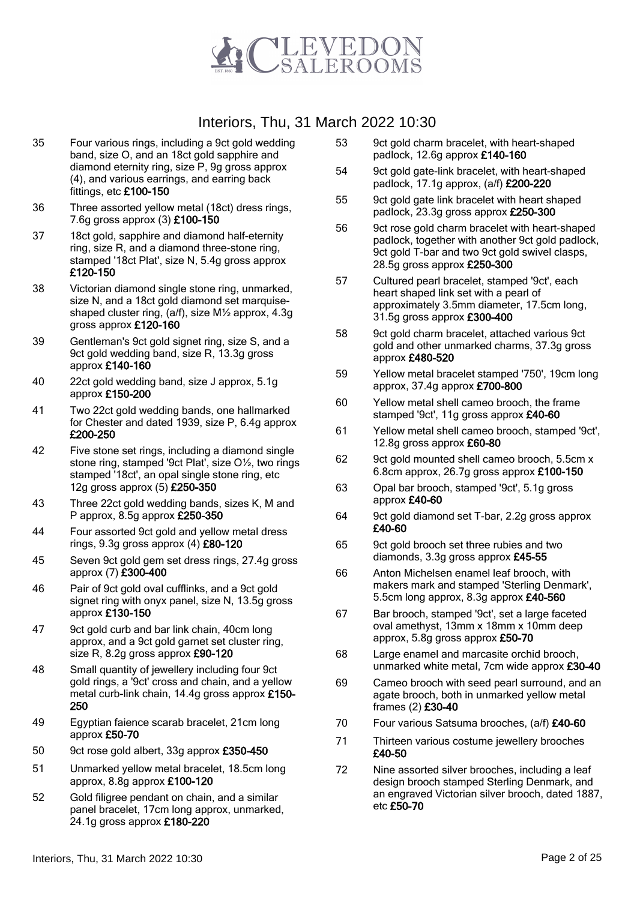# Interiors, Thu, 31 March 2022 10:30

35 Four various rings, including a 9ct gold wedding band, size O, and an 18ct gold sapphire and diamond eternity ring, size P, 9g gross approx (4), and various earrings, and earring back fittings, etc **£100-150**

36 Three assorted yellow metal (18ct) dress rings, 7.6g gross approx (3) **£100-150**

37 18ct gold, sapphire and diamond half-eternity ring, size R, and a diamond three-stone ring, stamped '18ct Plat', size N, 5.4g gross approx **£120-150**

38 Victorian diamond single stone ring, unmarked, size N, and a 18ct gold diamond set marquise-shaped cluster ring, (a/f), size M½ approx, 4.3g gross approx **£120-160**

39 Gentleman's 9ct gold signet ring, size S, and a 9ct gold wedding band, size R, 13.3g gross approx **£140-160**

40 22ct gold wedding band, size J approx, 5.1g approx **£150-200**

41 Two 22ct gold wedding bands, one hallmarked for Chester and dated 1939, size P, 6.4g approx **£200-250**

42 Five stone set rings, including a diamond single stone ring, stamped '9ct Plat', size O½, two rings stamped '18ct', an opal single stone ring, etc 12g gross approx (5) **£250-350**

43 Three 22ct gold wedding bands, sizes K, M and P approx, 8.5g approx **£250-350**

44 Four assorted 9ct gold and yellow metal dress rings, 9.3g gross approx (4) **£80-120**

45 Seven 9ct gold gem set dress rings, 27.4g gross approx (7) **£300-400**

46 Pair of 9ct gold oval cufflinks, and a 9ct gold signet ring with onyx panel, size N, 13.5g gross approx **£130-150**

47 9ct gold curb and bar link chain, 40cm long approx, and a 9ct gold garnet set cluster ring, size R, 8.2g gross approx **£90-120**

48 Small quantity of jewellery including four 9ct gold rings, a '9ct' cross and chain, and a yellow metal curb-link chain, 14.4g gross approx **£150-250**

49 Egyptian faience scarab bracelet, 21cm long approx **£50-70**

50 9ct rose gold albert, 33g approx **£350-450**

51 Unmarked yellow metal bracelet, 18.5cm long approx, 8.8g approx **£100-120**

52 Gold filigree pendant on chain, and a similar panel bracelet, 17cm long approx, unmarked, 24.1g gross approx **£180-220**

53 9ct gold charm bracelet, with heart-shaped padlock, 12.6g approx **£140-160**

54 9ct gold gate-link bracelet, with heart-shaped padlock, 17.1g approx, (a/f) **£200-220**

55 9ct gold gate link bracelet with heart shaped padlock, 23.3g gross approx **£250-300**

56 9ct rose gold charm bracelet with heart-shaped padlock, together with another 9ct gold padlock, 9ct gold T-bar and two 9ct gold swivel clasps, 28.5g gross approx **£250-300**

57 Cultured pearl bracelet, stamped '9ct', each heart shaped link set with a pearl of approximately 3.5mm diameter, 17.5cm long, 31.5g gross approx **£300-400**

58 9ct gold charm bracelet, attached various 9ct gold and other unmarked charms, 37.3g gross approx **£480-520**

59 Yellow metal bracelet stamped '750', 19cm long approx, 37.4g approx **£700-800**

60 Yellow metal shell cameo brooch, the frame stamped '9ct', 11g gross approx **£40-60**

61 Yellow metal shell cameo brooch, stamped '9ct', 12.8g gross approx **£60-80**

62 9ct gold mounted shell cameo brooch, 5.5cm x 6.8cm approx, 26.7g gross approx **£100-150**

63 Opal bar brooch, stamped '9ct', 5.1g gross approx **£40-60**

64 9ct gold diamond set T-bar, 2.2g gross approx **£40-60**

65 9ct gold brooch set three rubies and two diamonds, 3.3g gross approx **£45-55**

66 Anton Michelsen enamel leaf brooch, with makers mark and stamped 'Sterling Denmark', 5.5cm long approx, 8.3g approx **£40-560**

67 Bar brooch, stamped '9ct', set a large faceted oval amethyst, 13mm x 18mm x 10mm deep approx, 5.8g gross approx **£50-70**

68 Large enamel and marcasite orchid brooch, unmarked white metal, 7cm wide approx **£30-40**

69 Cameo brooch with seed pearl surround, and an agate brooch, both in unmarked yellow metal frames (2) **£30-40**

70 Four various Satsuma brooches, (a/f) **£40-60**

71 Thirteen various costume jewellery brooches **£40-50**

72 Nine assorted silver brooches, including a leaf design brooch stamped Sterling Denmark, and an engraved Victorian silver brooch, dated 1887, etc **£50-70**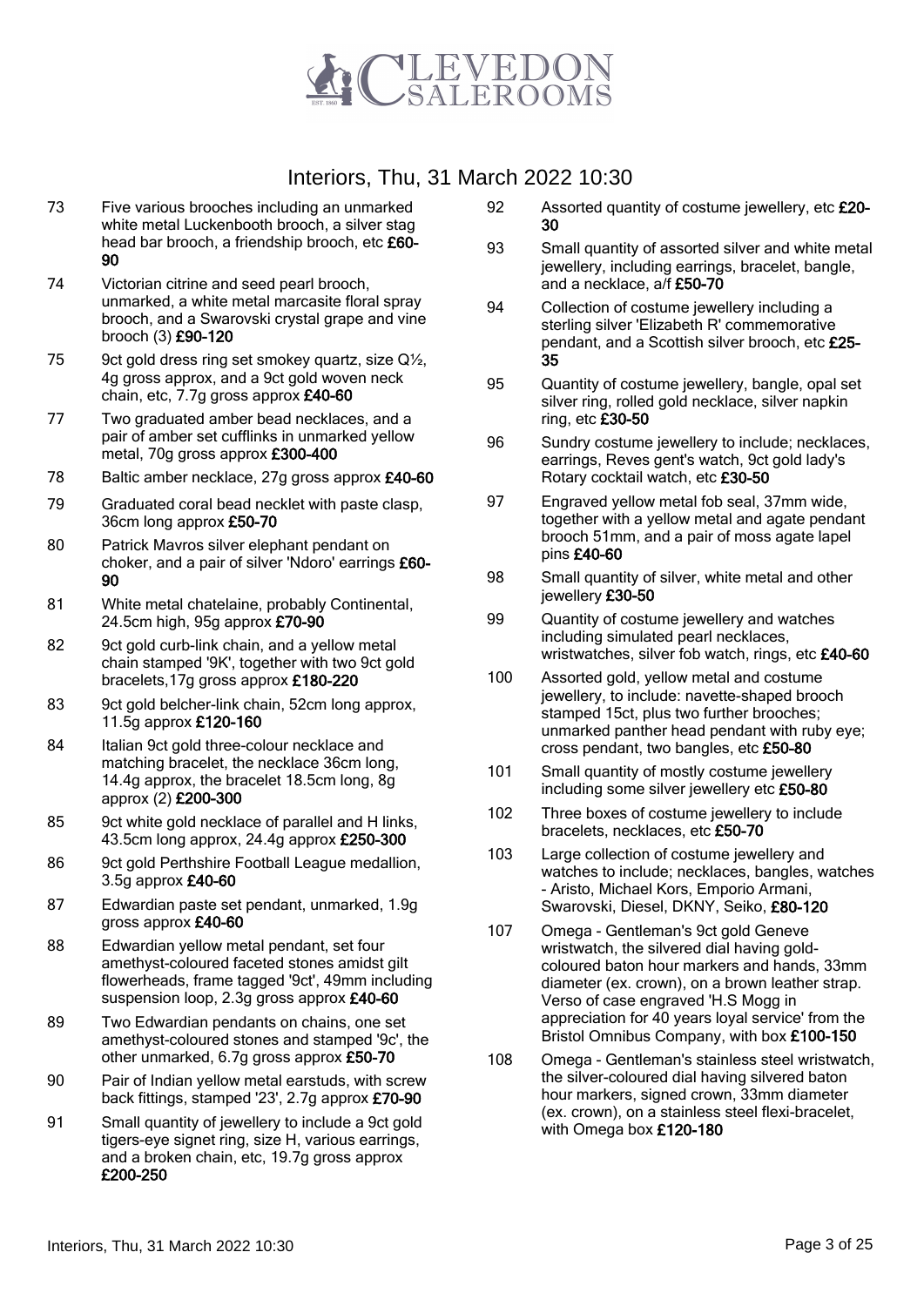# Interiors, Thu, 31 March 2022 10:30

73 Five various brooches including an unmarked white metal Luckenbooth brooch, a silver stag head bar brooch, a friendship brooch, etc **£60-90**

74 Victorian citrine and seed pearl brooch, unmarked, a white metal marcasite floral spray brooch, and a Swarovski crystal grape and vine brooch (3) **£90-120**

75 9ct gold dress ring set smokey quartz, size Q½, 4g gross approx, and a 9ct gold woven neck chain, etc, 7.7g gross approx **£40-60**

77 Two graduated amber bead necklaces, and a pair of amber set cufflinks in unmarked yellow metal, 70g gross approx **£300-400**

78 Baltic amber necklace, 27g gross approx **£40-60**

79 Graduated coral bead necklet with paste clasp, 36cm long approx **£50-70**

80 Patrick Mavros silver elephant pendant on choker, and a pair of silver 'Ndoro' earrings **£60-90**

81 White metal chatelaine, probably Continental, 24.5cm high, 95g approx **£70-90**

82 9ct gold curb-link chain, and a yellow metal chain stamped '9K', together with two 9ct gold bracelets,17g gross approx **£180-220**

83 9ct gold belcher-link chain, 52cm long approx, 11.5g approx **£120-160**

84 Italian 9ct gold three-colour necklace and matching bracelet, the necklace 36cm long, 14.4g approx, the bracelet 18.5cm long, 8g approx (2) **£200-300**

85 9ct white gold necklace of parallel and H links, 43.5cm long approx, 24.4g approx **£250-300**

86 9ct gold Perthshire Football League medallion, 3.5g approx **£40-60**

87 Edwardian paste set pendant, unmarked, 1.9g gross approx **£40-60**

88 Edwardian yellow metal pendant, set four amethyst-coloured faceted stones amidst gilt flowerheads, frame tagged '9ct', 49mm including suspension loop, 2.3g gross approx **£40-60**

89 Two Edwardian pendants on chains, one set amethyst-coloured stones and stamped '9c', the other unmarked, 6.7g gross approx **£50-70**

90 Pair of Indian yellow metal earstuds, with screw back fittings, stamped '23', 2.7g approx **£70-90**

91 Small quantity of jewellery to include a 9ct gold tigers-eye signet ring, size H, various earrings, and a broken chain, etc, 19.7g gross approx **£200-250**

92 Assorted quantity of costume jewellery, etc **£20-30**

93 Small quantity of assorted silver and white metal jewellery, including earrings, bracelet, bangle, and a necklace, a/f **£50-70**

94 Collection of costume jewellery including a sterling silver 'Elizabeth R' commemorative pendant, and a Scottish silver brooch, etc **£25-35**

95 Quantity of costume jewellery, bangle, opal set silver ring, rolled gold necklace, silver napkin ring, etc **£30-50**

96 Sundry costume jewellery to include; necklaces, earrings, Reves gent's watch, 9ct gold lady's Rotary cocktail watch, etc **£30-50**

97 Engraved yellow metal fob seal, 37mm wide, together with a yellow metal and agate pendant brooch 51mm, and a pair of moss agate lapel pins **£40-60**

98 Small quantity of silver, white metal and other jewellery **£30-50**

99 Quantity of costume jewellery and watches including simulated pearl necklaces, wristwatches, silver fob watch, rings, etc **£40-60**

100 Assorted gold, yellow metal and costume jewellery, to include: navette-shaped brooch stamped 15ct, plus two further brooches; unmarked panther head pendant with ruby eye; cross pendant, two bangles, etc **£50-80**

101 Small quantity of mostly costume jewellery including some silver jewellery etc **£50-80**

102 Three boxes of costume jewellery to include bracelets, necklaces, etc **£50-70**

103 Large collection of costume jewellery and watches to include; necklaces, bangles, watches - Aristo, Michael Kors, Emporio Armani, Swarovski, Diesel, DKNY, Seiko, **£80-120**

107 Omega - Gentleman's 9ct gold Geneve wristwatch, the silvered dial having gold-coloured baton hour markers and hands, 33mm diameter (ex. crown), on a brown leather strap. Verso of case engraved 'H.S Mogg in appreciation for 40 years loyal service' from the Bristol Omnibus Company, with box **£100-150**

108 Omega - Gentleman's stainless steel wristwatch, the silver-coloured dial having silvered baton hour markers, signed crown, 33mm diameter (ex. crown), on a stainless steel flexi-bracelet, with Omega box **£120-180**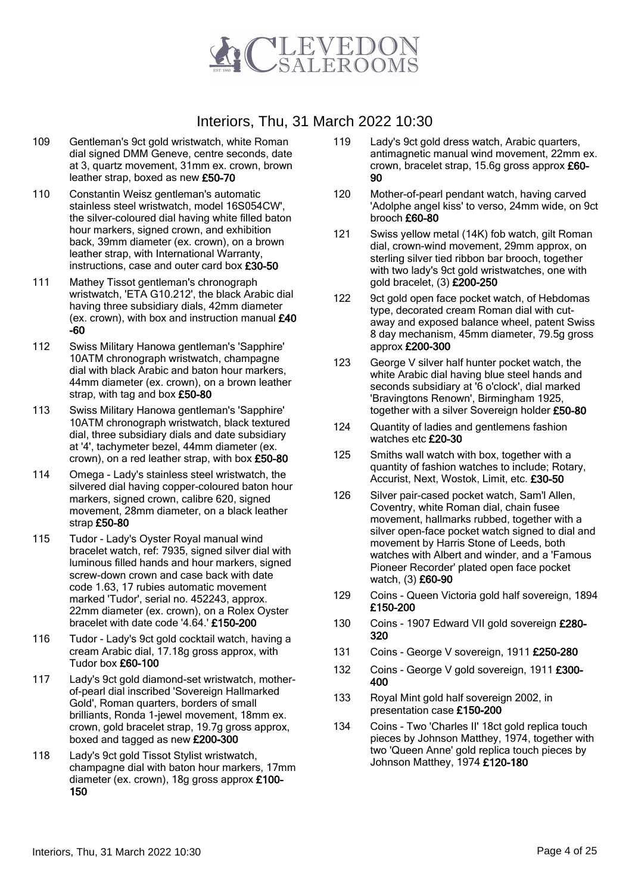# Interiors, Thu, 31 March 2022 10:30

109 Gentleman's 9ct gold wristwatch, white Roman dial signed DMM Geneve, centre seconds, date at 3, quartz movement, 31mm ex. crown, brown leather strap, boxed as new **£50-70**

110 Constantin Weisz gentleman's automatic stainless steel wristwatch, model 16S054CW', the silver-coloured dial having white filled baton hour markers, signed crown, and exhibition back, 39mm diameter (ex. crown), on a brown leather strap, with International Warranty, instructions, case and outer card box **£30-50**

111 Mathey Tissot gentleman's chronograph wristwatch, 'ETA G10.212', the black Arabic dial having three subsidiary dials, 42mm diameter (ex. crown), with box and instruction manual **£40-60**

112 Swiss Military Hanowa gentleman's 'Sapphire' 10ATM chronograph wristwatch, champagne dial with black Arabic and baton hour markers, 44mm diameter (ex. crown), on a brown leather strap, with tag and box **£50-80**

113 Swiss Military Hanowa gentleman's 'Sapphire' 10ATM chronograph wristwatch, black textured dial, three subsidiary dials and date subsidiary at '4', tachymeter bezel, 44mm diameter (ex. crown), on a red leather strap, with box **£50-80**

114 Omega - Lady's stainless steel wristwatch, the silvered dial having copper-coloured baton hour markers, signed crown, calibre 620, signed movement, 28mm diameter, on a black leather strap **£50-80**

115 Tudor - Lady's Oyster Royal manual wind bracelet watch, ref: 7935, signed silver dial with luminous filled hands and hour markers, signed screw-down crown and case back with date code 1.63, 17 rubies automatic movement marked 'Tudor', serial no. 452243, approx. 22mm diameter (ex. crown), on a Rolex Oyster bracelet with date code '4.64.' **£150-200**

116 Tudor - Lady's 9ct gold cocktail watch, having a cream Arabic dial, 17.18g gross approx, with Tudor box **£60-100**

117 Lady's 9ct gold diamond-set wristwatch, mother-of-pearl dial inscribed 'Sovereign Hallmarked Gold', Roman quarters, borders of small brilliants, Ronda 1-jewel movement, 18mm ex. crown, gold bracelet strap, 19.7g gross approx, boxed and tagged as new **£200-300**

118 Lady's 9ct gold Tissot Stylist wristwatch, champagne dial with baton hour markers, 17mm diameter (ex. crown), 18g gross approx **£100-150**

119 Lady's 9ct gold dress watch, Arabic quarters, antimagnetic manual wind movement, 22mm ex. crown, bracelet strap, 15.6g gross approx **£60-90**

120 Mother-of-pearl pendant watch, having carved 'Adolphe angel kiss' to verso, 24mm wide, on 9ct brooch **£60-80**

121 Swiss yellow metal (14K) fob watch, gilt Roman dial, crown-wind movement, 29mm approx, on sterling silver tied ribbon bar brooch, together with two lady's 9ct gold wristwatches, one with gold bracelet, (3) **£200-250**

122 9ct gold open face pocket watch, of Hebdomas type, decorated cream Roman dial with cut-away and exposed balance wheel, patent Swiss 8 day mechanism, 45mm diameter, 79.5g gross approx **£200-300**

123 George V silver half hunter pocket watch, the white Arabic dial having blue steel hands and seconds subsidiary at '6 o'clock', dial marked 'Bravingtons Renown', Birmingham 1925, together with a silver Sovereign holder **£50-80**

124 Quantity of ladies and gentlemens fashion watches etc **£20-30**

125 Smiths wall watch with box, together with a quantity of fashion watches to include; Rotary, Accurist, Next, Wostok, Limit, etc. **£30-50**

126 Silver pair-cased pocket watch, Sam'l Allen, Coventry, white Roman dial, chain fusee movement, hallmarks rubbed, together with a silver open-face pocket watch signed to dial and movement by Harris Stone of Leeds, both watches with Albert and winder, and a 'Famous Pioneer Recorder' plated open face pocket watch, (3) **£60-90**

129 Coins - Queen Victoria gold half sovereign, 1894 **£150-200**

130 Coins - 1907 Edward VII gold sovereign **£280-320**

131 Coins - George V sovereign, 1911 **£250-280**

132 Coins - George V gold sovereign, 1911 **£300-400**

133 Royal Mint gold half sovereign 2002, in presentation case **£150-200**

134 Coins - Two 'Charles II' 18ct gold replica touch pieces by Johnson Matthey, 1974, together with two 'Queen Anne' gold replica touch pieces by Johnson Matthey, 1974 **£120-180**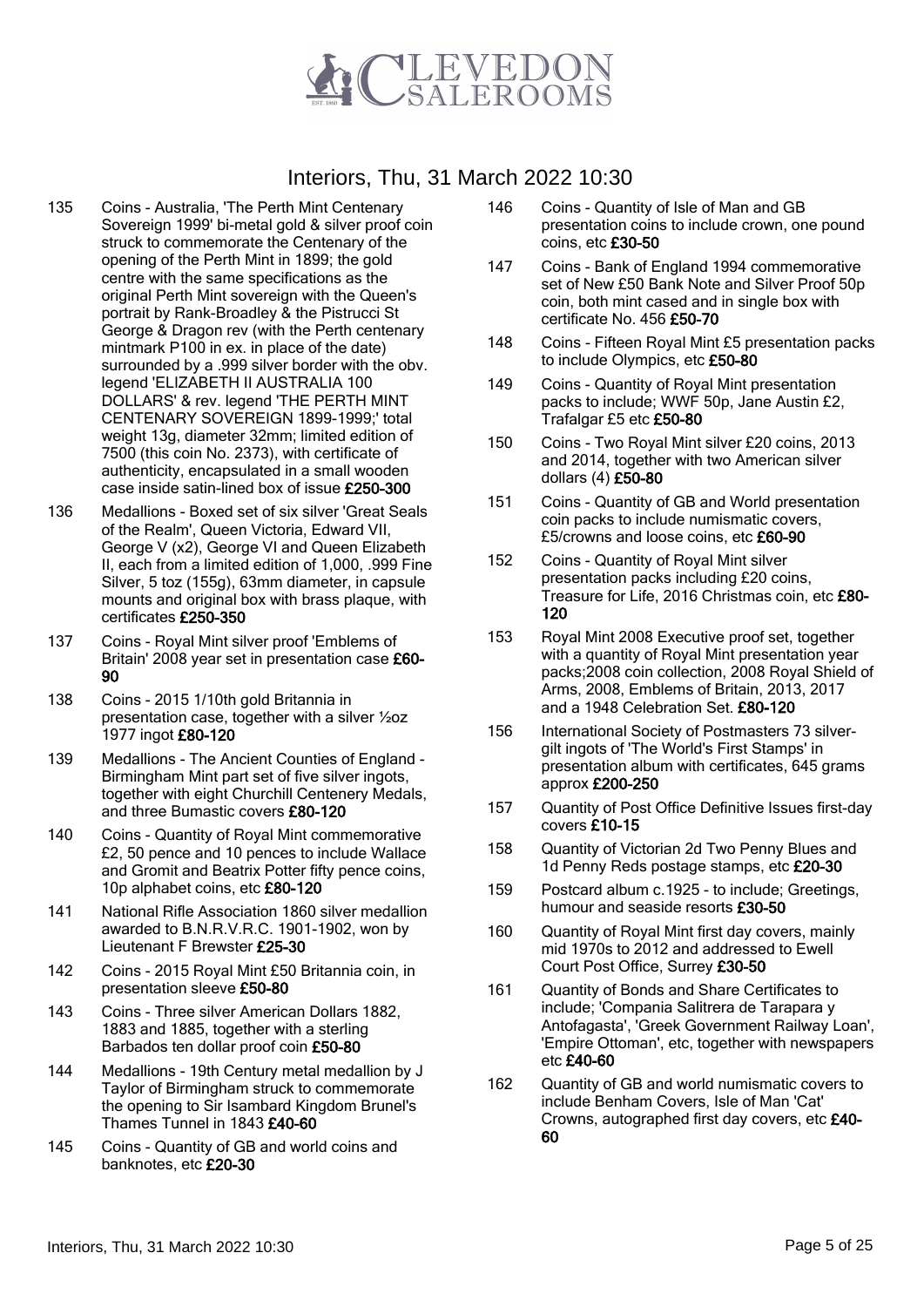# Interiors, Thu, 31 March 2022 10:30

135 Coins - Australia, 'The Perth Mint Centenary Sovereign 1999' bi-metal gold & silver proof coin struck to commemorate the Centenary of the opening of the Perth Mint in 1899; the gold centre with the same specifications as the original Perth Mint sovereign with the Queen's portrait by Rank-Broadley & the Pistrucci St George & Dragon rev (with the Perth centenary mintmark P100 in ex. in place of the date) surrounded by a .999 silver border with the obv. legend 'ELIZABETH II AUSTRALIA 100 DOLLARS' & rev. legend 'THE PERTH MINT CENTENARY SOVEREIGN 1899-1999;' total weight 13g, diameter 32mm; limited edition of 7500 (this coin No. 2373), with certificate of authenticity, encapsulated in a small wooden case inside satin-lined box of issue **£250-300**

136 Medallions - Boxed set of six silver 'Great Seals of the Realm', Queen Victoria, Edward VII, George V (x2), George VI and Queen Elizabeth II, each from a limited edition of 1,000, .999 Fine Silver, 5 toz (155g), 63mm diameter, in capsule mounts and original box with brass plaque, with certificates **£250-350**

137 Coins - Royal Mint silver proof 'Emblems of Britain' 2008 year set in presentation case **£60-90**

138 Coins - 2015 1/10th gold Britannia in presentation case, together with a silver ½oz 1977 ingot **£80-120**

139 Medallions - The Ancient Counties of England - Birmingham Mint part set of five silver ingots, together with eight Churchill Centenery Medals, and three Bumastic covers **£80-120**

140 Coins - Quantity of Royal Mint commemorative £2, 50 pence and 10 pences to include Wallace and Gromit and Beatrix Potter fifty pence coins, 10p alphabet coins, etc **£80-120**

141 National Rifle Association 1860 silver medallion awarded to B.N.R.V.R.C. 1901-1902, won by Lieutenant F Brewster **£25-30**

142 Coins - 2015 Royal Mint £50 Britannia coin, in presentation sleeve **£50-80**

143 Coins - Three silver American Dollars 1882, 1883 and 1885, together with a sterling Barbados ten dollar proof coin **£50-80**

144 Medallions - 19th Century metal medallion by J Taylor of Birmingham struck to commemorate the opening to Sir Isambard Kingdom Brunel's Thames Tunnel in 1843 **£40-60**

145 Coins - Quantity of GB and world coins and banknotes, etc **£20-30**

146 Coins - Quantity of Isle of Man and GB presentation coins to include crown, one pound coins, etc **£30-50**

147 Coins - Bank of England 1994 commemorative set of New £50 Bank Note and Silver Proof 50p coin, both mint cased and in single box with certificate No. 456 **£50-70**

148 Coins - Fifteen Royal Mint £5 presentation packs to include Olympics, etc **£50-80**

149 Coins - Quantity of Royal Mint presentation packs to include; WWF 50p, Jane Austin £2, Trafalgar £5 etc **£50-80**

150 Coins - Two Royal Mint silver £20 coins, 2013 and 2014, together with two American silver dollars (4) **£50-80**

151 Coins - Quantity of GB and World presentation coin packs to include numismatic covers, £5/crowns and loose coins, etc **£60-90**

152 Coins - Quantity of Royal Mint silver presentation packs including £20 coins, Treasure for Life, 2016 Christmas coin, etc **£80-120**

153 Royal Mint 2008 Executive proof set, together with a quantity of Royal Mint presentation year packs;2008 coin collection, 2008 Royal Shield of Arms, 2008, Emblems of Britain, 2013, 2017 and a 1948 Celebration Set. **£80-120**

156 International Society of Postmasters 73 silver-gilt ingots of 'The World's First Stamps' in presentation album with certificates, 645 grams approx **£200-250**

157 Quantity of Post Office Definitive Issues first-day covers **£10-15**

158 Quantity of Victorian 2d Two Penny Blues and 1d Penny Reds postage stamps, etc **£20-30**

159 Postcard album c.1925 - to include; Greetings, humour and seaside resorts **£30-50**

160 Quantity of Royal Mint first day covers, mainly mid 1970s to 2012 and addressed to Ewell Court Post Office, Surrey **£30-50**

161 Quantity of Bonds and Share Certificates to include; 'Compania Salitrera de Tarapara y Antofagasta', 'Greek Government Railway Loan', 'Empire Ottoman', etc, together with newspapers etc **£40-60**

162 Quantity of GB and world numismatic covers to include Benham Covers, Isle of Man 'Cat' Crowns, autographed first day covers, etc **£40-60**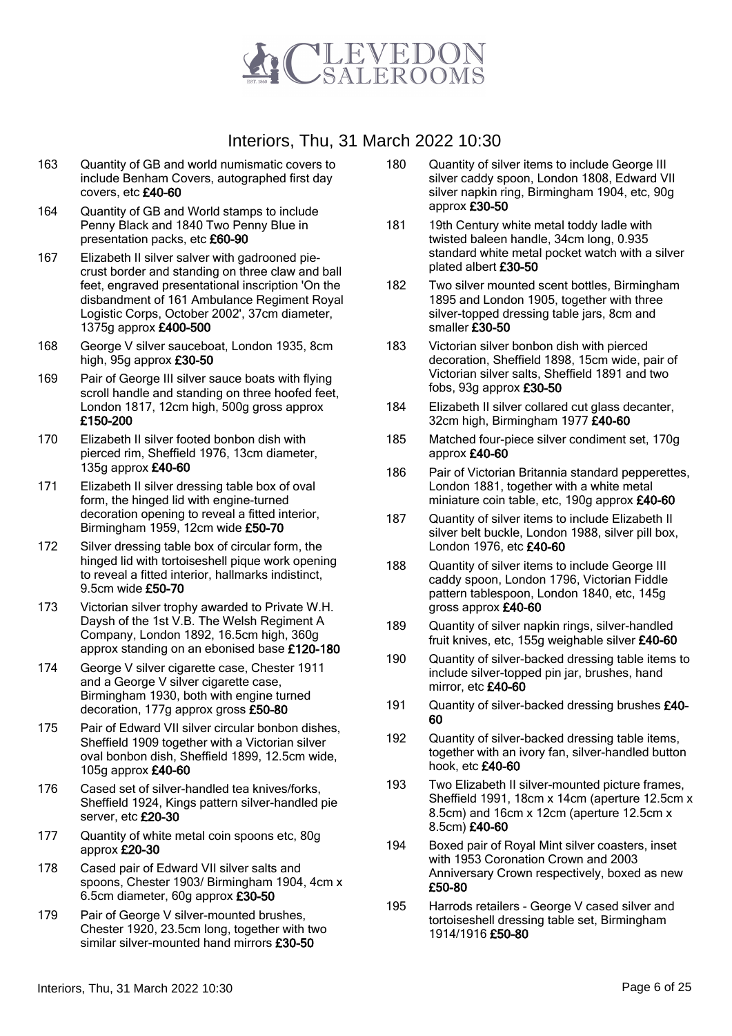# Interiors, Thu, 31 March 2022 10:30

163 Quantity of GB and world numismatic covers to include Benham Covers, autographed first day covers, etc **£40-60**

164 Quantity of GB and World stamps to include Penny Black and 1840 Two Penny Blue in presentation packs, etc **£60-90**

167 Elizabeth II silver salver with gadrooned pie-crust border and standing on three claw and ball feet, engraved presentational inscription 'On the disbandment of 161 Ambulance Regiment Royal Logistic Corps, October 2002', 37cm diameter, 1375g approx **£400-500**

168 George V silver sauceboat, London 1935, 8cm high, 95g approx **£30-50**

169 Pair of George III silver sauce boats with flying scroll handle and standing on three hoofed feet, London 1817, 12cm high, 500g gross approx **£150-200**

170 Elizabeth II silver footed bonbon dish with pierced rim, Sheffield 1976, 13cm diameter, 135g approx **£40-60**

171 Elizabeth II silver dressing table box of oval form, the hinged lid with engine-turned decoration opening to reveal a fitted interior, Birmingham 1959, 12cm wide **£50-70**

172 Silver dressing table box of circular form, the hinged lid with tortoiseshell pique work opening to reveal a fitted interior, hallmarks indistinct, 9.5cm wide **£50-70**

173 Victorian silver trophy awarded to Private W.H. Daysh of the 1st V.B. The Welsh Regiment A Company, London 1892, 16.5cm high, 360g approx standing on an ebonised base **£120-180**

174 George V silver cigarette case, Chester 1911 and a George V silver cigarette case, Birmingham 1930, both with engine turned decoration, 177g approx gross **£50-80**

175 Pair of Edward VII silver circular bonbon dishes, Sheffield 1909 together with a Victorian silver oval bonbon dish, Sheffield 1899, 12.5cm wide, 105g approx **£40-60**

176 Cased set of silver-handled tea knives/forks, Sheffield 1924, Kings pattern silver-handled pie server, etc **£20-30**

177 Quantity of white metal coin spoons etc, 80g approx **£20-30**

178 Cased pair of Edward VII silver salts and spoons, Chester 1903/ Birmingham 1904, 4cm x 6.5cm diameter, 60g approx **£30-50**

179 Pair of George V silver-mounted brushes, Chester 1920, 23.5cm long, together with two similar silver-mounted hand mirrors **£30-50**

180 Quantity of silver items to include George III silver caddy spoon, London 1808, Edward VII silver napkin ring, Birmingham 1904, etc, 90g approx **£30-50**

181 19th Century white metal toddy ladle with twisted baleen handle, 34cm long, 0.935 standard white metal pocket watch with a silver plated albert **£30-50**

182 Two silver mounted scent bottles, Birmingham 1895 and London 1905, together with three silver-topped dressing table jars, 8cm and smaller **£30-50**

183 Victorian silver bonbon dish with pierced decoration, Sheffield 1898, 15cm wide, pair of Victorian silver salts, Sheffield 1891 and two fobs, 93g approx **£30-50**

184 Elizabeth II silver collared cut glass decanter, 32cm high, Birmingham 1977 **£40-60**

185 Matched four-piece silver condiment set, 170g approx **£40-60**

186 Pair of Victorian Britannia standard pepperettes, London 1881, together with a white metal miniature coin table, etc, 190g approx **£40-60**

187 Quantity of silver items to include Elizabeth II silver belt buckle, London 1988, silver pill box, London 1976, etc **£40-60**

188 Quantity of silver items to include George III caddy spoon, London 1796, Victorian Fiddle pattern tablespoon, London 1840, etc, 145g gross approx **£40-60**

189 Quantity of silver napkin rings, silver-handled fruit knives, etc, 155g weighable silver **£40-60**

190 Quantity of silver-backed dressing table items to include silver-topped pin jar, brushes, hand mirror, etc **£40-60**

191 Quantity of silver-backed dressing brushes **£40-60**

192 Quantity of silver-backed dressing table items, together with an ivory fan, silver-handled button hook, etc **£40-60**

193 Two Elizabeth II silver-mounted picture frames, Sheffield 1991, 18cm x 14cm (aperture 12.5cm x 8.5cm) and 16cm x 12cm (aperture 12.5cm x 8.5cm) **£40-60**

194 Boxed pair of Royal Mint silver coasters, inset with 1953 Coronation Crown and 2003 Anniversary Crown respectively, boxed as new **£50-80**

195 Harrods retailers - George V cased silver and tortoiseshell dressing table set, Birmingham 1914/1916 **£50-80**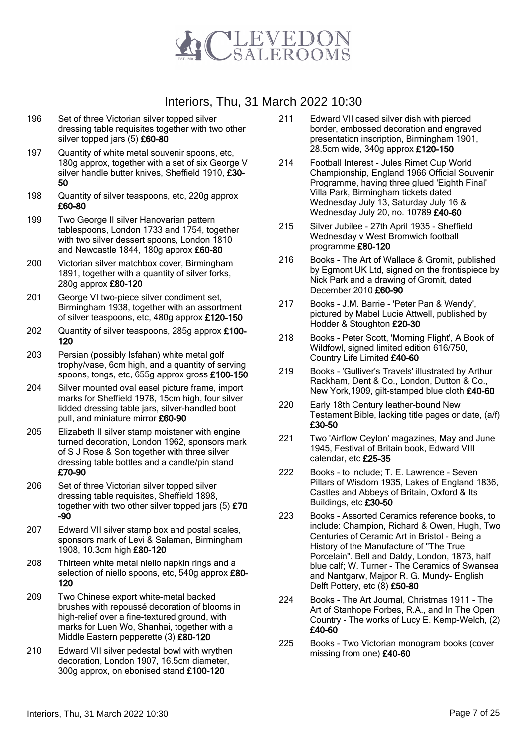# Interiors, Thu, 31 March 2022 10:30

196 Set of three Victorian silver topped silver dressing table requisites together with two other silver topped jars (5) **£60-80**

197 Quantity of white metal souvenir spoons, etc, 180g approx, together with a set of six George V silver handle butter knives, Sheffield 1910, **£30-50**

198 Quantity of silver teaspoons, etc, 220g approx **£60-80**

199 Two George II silver Hanoverian pattern tablespoons, London 1733 and 1754, together with two silver dessert spoons, London 1810 and Newcastle 1844, 180g approx **£60-80**

200 Victorian silver matchbox cover, Birmingham 1891, together with a quantity of silver forks, 280g approx **£80-120**

201 George VI two-piece silver condiment set, Birmingham 1938, together with an assortment of silver teaspoons, etc, 480g approx **£120-150**

202 Quantity of silver teaspoons, 285g approx **£100-120**

203 Persian (possibly Isfahan) white metal golf trophy/vase, 6cm high, and a quantity of serving spoons, tongs, etc, 655g approx gross **£100-150**

204 Silver mounted oval easel picture frame, import marks for Sheffield 1978, 15cm high, four silver lidded dressing table jars, silver-handled boot pull, and miniature mirror **£60-90**

205 Elizabeth II silver stamp moistener with engine turned decoration, London 1962, sponsors mark of S J Rose & Son together with three silver dressing table bottles and a candle/pin stand **£70-90**

206 Set of three Victorian silver topped silver dressing table requisites, Sheffield 1898, together with two other silver topped jars (5) **£70-90**

207 Edward VII silver stamp box and postal scales, sponsors mark of Levi & Salaman, Birmingham 1908, 10.3cm high **£80-120**

208 Thirteen white metal niello napkin rings and a selection of niello spoons, etc, 540g approx **£80-120**

209 Two Chinese export white-metal backed brushes with repoussé decoration of blooms in high-relief over a fine-textured ground, with marks for Luen Wo, Shanhai, together with a Middle Eastern pepperette (3) **£80-120**

210 Edward VII silver pedestal bowl with wrythen decoration, London 1907, 16.5cm diameter, 300g approx, on ebonised stand **£100-120**

211 Edward VII cased silver dish with pierced border, embossed decoration and engraved presentation inscription, Birmingham 1901, 28.5cm wide, 340g approx **£120-150**

214 Football Interest - Jules Rimet Cup World Championship, England 1966 Official Souvenir Programme, having three glued 'Eighth Final' Villa Park, Birmingham tickets dated Wednesday July 13, Saturday July 16 & Wednesday July 20, no. 10789 **£40-60**

215 Silver Jubilee - 27th April 1935 - Sheffield Wednesday v West Bromwich football programme **£80-120**

216 Books - The Art of Wallace & Gromit, published by Egmont UK Ltd, signed on the frontispiece by Nick Park and a drawing of Gromit, dated December 2010 **£60-90**

217 Books - J.M. Barrie - 'Peter Pan & Wendy', pictured by Mabel Lucie Attwell, published by Hodder & Stoughton **£20-30**

218 Books - Peter Scott, 'Morning Flight', A Book of Wildfowl, signed limited edition 616/750, Country Life Limited **£40-60**

219 Books - 'Gulliver's Travels' illustrated by Arthur Rackham, Dent & Co., London, Dutton & Co., New York,1909, gilt-stamped blue cloth **£40-60**

220 Early 18th Century leather-bound New Testament Bible, lacking title pages or date, (a/f) **£30-50**

221 Two 'Airflow Ceylon' magazines, May and June 1945, Festival of Britain book, Edward VIII calendar, etc **£25-35**

222 Books - to include; T. E. Lawrence - Seven Pillars of Wisdom 1935, Lakes of England 1836, Castles and Abbeys of Britain, Oxford & Its Buildings, etc **£30-50**

223 Books - Assorted Ceramics reference books, to include: Champion, Richard & Owen, Hugh, Two Centuries of Ceramic Art in Bristol - Being a History of the Manufacture of "The True Porcelain". Bell and Daldy, London, 1873, half blue calf; W. Turner - The Ceramics of Swansea and Nantgarw, Majpor R. G. Mundy- English Delft Pottery, etc (8) **£50-80**

224 Books - The Art Journal, Christmas 1911 - The Art of Stanhope Forbes, R.A., and In The Open Country - The works of Lucy E. Kemp-Welch, (2) **£40-60**

225 Books - Two Victorian monogram books (cover missing from one) **£40-60**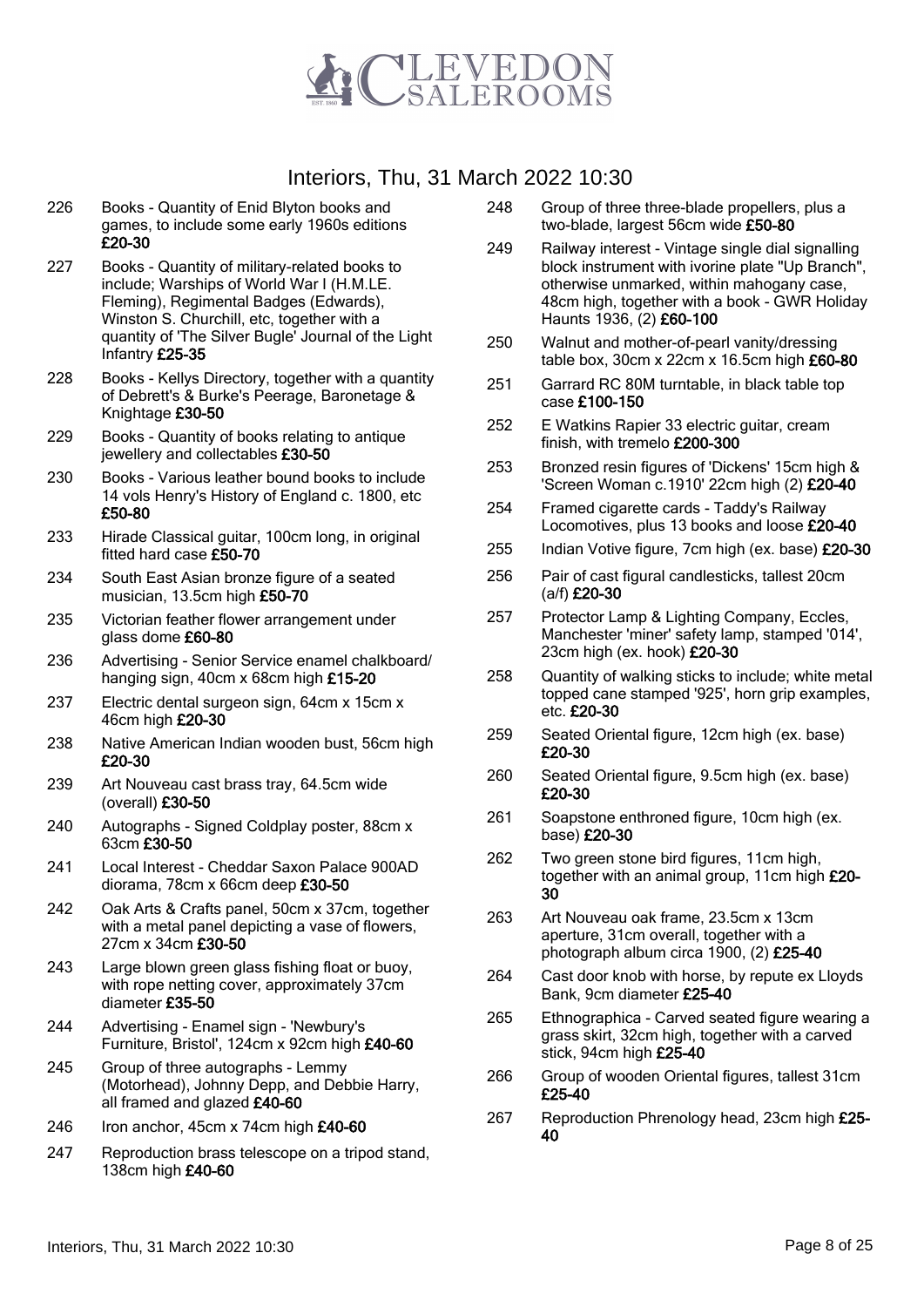# Interiors, Thu, 31 March 2022 10:30

226 Books - Quantity of Enid Blyton books and games, to include some early 1960s editions **£20-30**

227 Books - Quantity of military-related books to include; Warships of World War I (H.M.LE. Fleming), Regimental Badges (Edwards), Winston S. Churchill, etc, together with a quantity of 'The Silver Bugle' Journal of the Light Infantry **£25-35**

228 Books - Kellys Directory, together with a quantity of Debrett's & Burke's Peerage, Baronetage & Knightage **£30-50**

229 Books - Quantity of books relating to antique jewellery and collectables **£30-50**

230 Books - Various leather bound books to include 14 vols Henry's History of England c. 1800, etc **£50-80**

233 Hirade Classical guitar, 100cm long, in original fitted hard case **£50-70**

234 South East Asian bronze figure of a seated musician, 13.5cm high **£50-70**

235 Victorian feather flower arrangement under glass dome **£60-80**

236 Advertising - Senior Service enamel chalkboard/ hanging sign, 40cm x 68cm high **£15-20**

237 Electric dental surgeon sign, 64cm x 15cm x 46cm high **£20-30**

238 Native American Indian wooden bust, 56cm high **£20-30**

239 Art Nouveau cast brass tray, 64.5cm wide (overall) **£30-50**

240 Autographs - Signed Coldplay poster, 88cm x 63cm **£30-50**

241 Local Interest - Cheddar Saxon Palace 900AD diorama, 78cm x 66cm deep **£30-50**

242 Oak Arts & Crafts panel, 50cm x 37cm, together with a metal panel depicting a vase of flowers, 27cm x 34cm **£30-50**

243 Large blown green glass fishing float or buoy, with rope netting cover, approximately 37cm diameter **£35-50**

244 Advertising - Enamel sign - 'Newbury's Furniture, Bristol', 124cm x 92cm high **£40-60**

245 Group of three autographs - Lemmy (Motorhead), Johnny Depp, and Debbie Harry, all framed and glazed **£40-60**

246 Iron anchor, 45cm x 74cm high **£40-60**

247 Reproduction brass telescope on a tripod stand, 138cm high **£40-60**

248 Group of three three-blade propellers, plus a two-blade, largest 56cm wide **£50-80**

249 Railway interest - Vintage single dial signalling block instrument with ivorine plate "Up Branch", otherwise unmarked, within mahogany case, 48cm high, together with a book - GWR Holiday Haunts 1936, (2) **£60-100**

250 Walnut and mother-of-pearl vanity/dressing table box, 30cm x 22cm x 16.5cm high **£60-80**

251 Garrard RC 80M turntable, in black table top case **£100-150**

252 E Watkins Rapier 33 electric guitar, cream finish, with tremelo **£200-300**

253 Bronzed resin figures of 'Dickens' 15cm high & 'Screen Woman c.1910' 22cm high (2) **£20-40**

254 Framed cigarette cards - Taddy's Railway Locomotives, plus 13 books and loose **£20-40**

255 Indian Votive figure, 7cm high (ex. base) **£20-30**

256 Pair of cast figural candlesticks, tallest 20cm (a/f) **£20-30**

257 Protector Lamp & Lighting Company, Eccles, Manchester 'miner' safety lamp, stamped '014', 23cm high (ex. hook) **£20-30**

258 Quantity of walking sticks to include; white metal topped cane stamped '925', horn grip examples, etc. **£20-30**

259 Seated Oriental figure, 12cm high (ex. base) **£20-30**

260 Seated Oriental figure, 9.5cm high (ex. base) **£20-30**

261 Soapstone enthroned figure, 10cm high (ex. base) **£20-30**

262 Two green stone bird figures, 11cm high, together with an animal group, 11cm high **£20-30**

263 Art Nouveau oak frame, 23.5cm x 13cm aperture, 31cm overall, together with a photograph album circa 1900, (2) **£25-40**

264 Cast door knob with horse, by repute ex Lloyds Bank, 9cm diameter **£25-40**

265 Ethnographica - Carved seated figure wearing a grass skirt, 32cm high, together with a carved stick, 94cm high **£25-40**

266 Group of wooden Oriental figures, tallest 31cm **£25-40**

267 Reproduction Phrenology head, 23cm high **£25-40**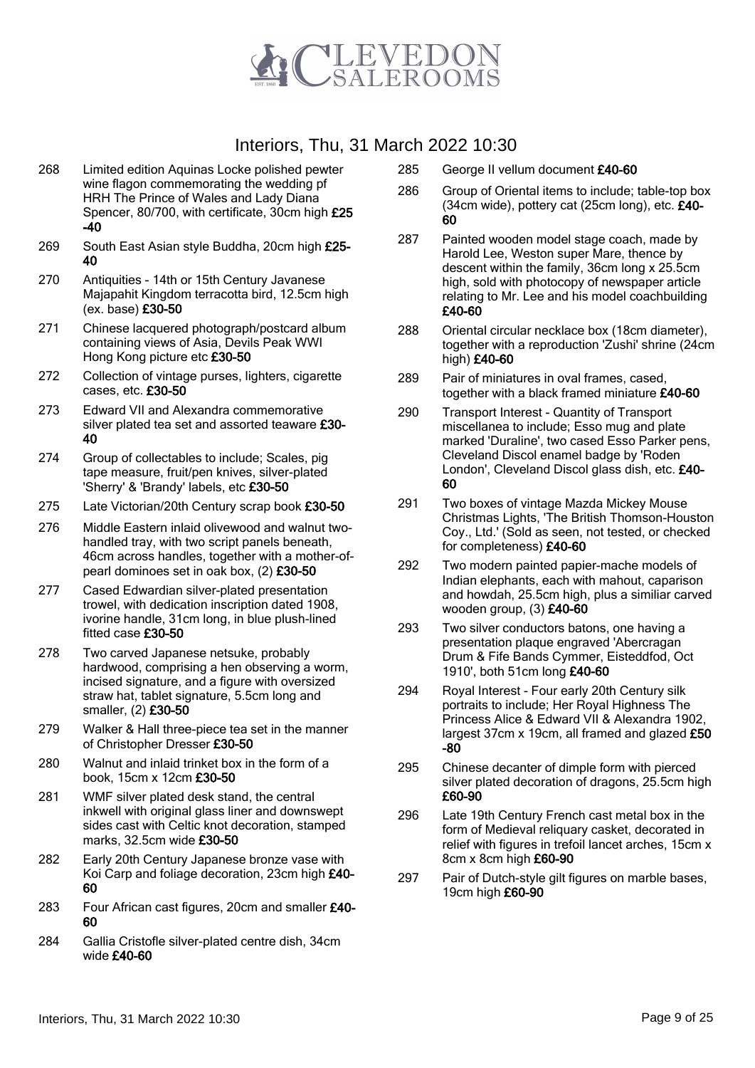# Interiors, Thu, 31 March 2022 10:30

268 Limited edition Aquinas Locke polished pewter wine flagon commemorating the wedding pf HRH The Prince of Wales and Lady Diana Spencer, 80/700, with certificate, 30cm high **£25-40**

269 South East Asian style Buddha, 20cm high **£25-40**

270 Antiquities - 14th or 15th Century Javanese Majapahit Kingdom terracotta bird, 12.5cm high (ex. base) **£30-50**

271 Chinese lacquered photograph/postcard album containing views of Asia, Devils Peak WWI Hong Kong picture etc **£30-50**

272 Collection of vintage purses, lighters, cigarette cases, etc. **£30-50**

273 Edward VII and Alexandra commemorative silver plated tea set and assorted teaware **£30-40**

274 Group of collectables to include; Scales, pig tape measure, fruit/pen knives, silver-plated 'Sherry' & 'Brandy' labels, etc **£30-50**

275 Late Victorian/20th Century scrap book **£30-50**

276 Middle Eastern inlaid olivewood and walnut two-handled tray, with two script panels beneath, 46cm across handles, together with a mother-of-pearl dominoes set in oak box, (2) **£30-50**

277 Cased Edwardian silver-plated presentation trowel, with dedication inscription dated 1908, ivorine handle, 31cm long, in blue plush-lined fitted case **£30-50**

278 Two carved Japanese netsuke, probably hardwood, comprising a hen observing a worm, incised signature, and a figure with oversized straw hat, tablet signature, 5.5cm long and smaller, (2) **£30-50**

279 Walker & Hall three-piece tea set in the manner of Christopher Dresser **£30-50**

280 Walnut and inlaid trinket box in the form of a book, 15cm x 12cm **£30-50**

281 WMF silver plated desk stand, the central inkwell with original glass liner and downswept sides cast with Celtic knot decoration, stamped marks, 32.5cm wide **£30-50**

282 Early 20th Century Japanese bronze vase with Koi Carp and foliage decoration, 23cm high **£40-60**

283 Four African cast figures, 20cm and smaller **£40-60**

284 Gallia Cristofle silver-plated centre dish, 34cm wide **£40-60**

285 George II vellum document **£40-60**

286 Group of Oriental items to include; table-top box (34cm wide), pottery cat (25cm long), etc. **£40-60**

287 Painted wooden model stage coach, made by Harold Lee, Weston super Mare, thence by descent within the family, 36cm long x 25.5cm high, sold with photocopy of newspaper article relating to Mr. Lee and his model coachbuilding **£40-60**

288 Oriental circular necklace box (18cm diameter), together with a reproduction 'Zushi' shrine (24cm high) **£40-60**

289 Pair of miniatures in oval frames, cased, together with a black framed miniature **£40-60**

290 Transport Interest - Quantity of Transport miscellanea to include; Esso mug and plate marked 'Duraline', two cased Esso Parker pens, Cleveland Discol enamel badge by 'Roden London', Cleveland Discol glass dish, etc. **£40-60**

291 Two boxes of vintage Mazda Mickey Mouse Christmas Lights, 'The British Thomson-Houston Coy., Ltd.' (Sold as seen, not tested, or checked for completeness) **£40-60**

292 Two modern painted papier-mache models of Indian elephants, each with mahout, caparison and howdah, 25.5cm high, plus a similiar carved wooden group, (3) **£40-60**

293 Two silver conductors batons, one having a presentation plaque engraved 'Abercragan Drum & Fife Bands Cymmer, Eisteddfod, Oct 1910', both 51cm long **£40-60**

294 Royal Interest - Four early 20th Century silk portraits to include; Her Royal Highness The Princess Alice & Edward VII & Alexandra 1902, largest 37cm x 19cm, all framed and glazed **£50-80**

295 Chinese decanter of dimple form with pierced silver plated decoration of dragons, 25.5cm high **£60-90**

296 Late 19th Century French cast metal box in the form of Medieval reliquary casket, decorated in relief with figures in trefoil lancet arches, 15cm x 8cm x 8cm high **£60-90**

297 Pair of Dutch-style gilt figures on marble bases, 19cm high **£60-90**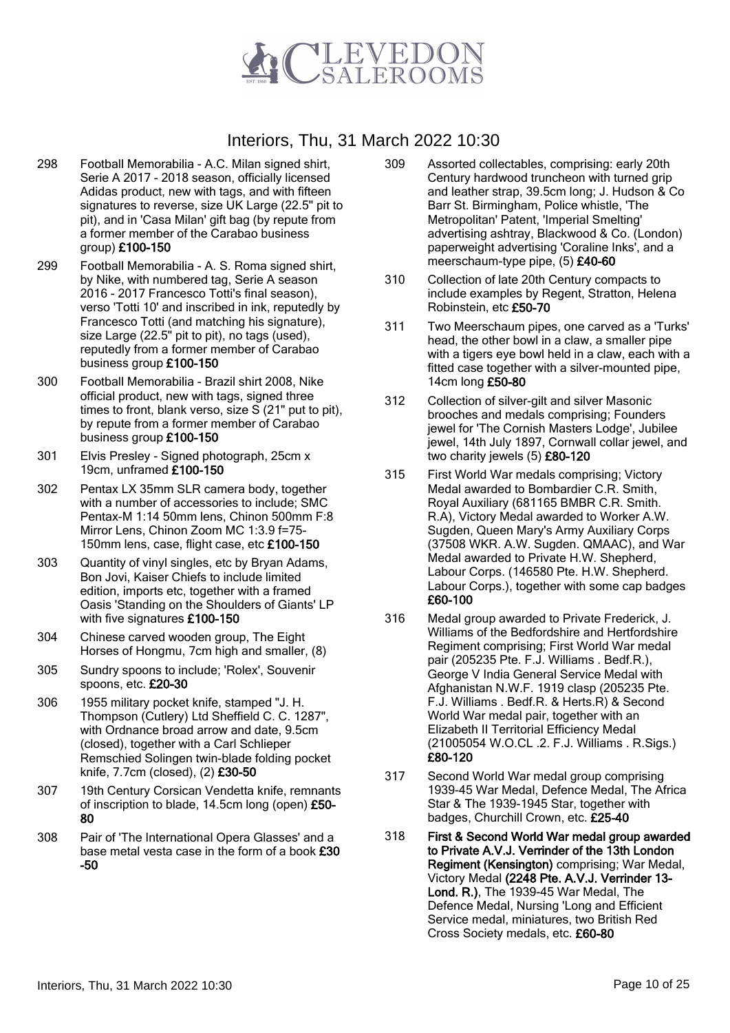# Interiors, Thu, 31 March 2022 10:30

298 Football Memorabilia - A.C. Milan signed shirt, Serie A 2017 - 2018 season, officially licensed Adidas product, new with tags, and with fifteen signatures to reverse, size UK Large (22.5" pit to pit), and in 'Casa Milan' gift bag (by repute from a former member of the Carabao business group) **£100-150**

299 Football Memorabilia - A. S. Roma signed shirt, by Nike, with numbered tag, Serie A season 2016 - 2017 Francesco Totti's final season), verso 'Totti 10' and inscribed in ink, reputedly by Francesco Totti (and matching his signature), size Large (22.5" pit to pit), no tags (used), reputedly from a former member of Carabao business group **£100-150**

300 Football Memorabilia - Brazil shirt 2008, Nike official product, new with tags, signed three times to front, blank verso, size S (21" put to pit), by repute from a former member of Carabao business group **£100-150**

301 Elvis Presley - Signed photograph, 25cm x 19cm, unframed **£100-150**

302 Pentax LX 35mm SLR camera body, together with a number of accessories to include; SMC Pentax-M 1:14 50mm lens, Chinon 500mm F:8 Mirror Lens, Chinon Zoom MC 1:3.9 f=75-150mm lens, case, flight case, etc **£100-150**

303 Quantity of vinyl singles, etc by Bryan Adams, Bon Jovi, Kaiser Chiefs to include limited edition, imports etc, together with a framed Oasis 'Standing on the Shoulders of Giants' LP with five signatures **£100-150**

304 Chinese carved wooden group, The Eight Horses of Hongmu, 7cm high and smaller, (8)

305 Sundry spoons to include; 'Rolex', Souvenir spoons, etc. **£20-30**

306 1955 military pocket knife, stamped "J. H. Thompson (Cutlery) Ltd Sheffield C. C. 1287", with Ordnance broad arrow and date, 9.5cm (closed), together with a Carl Schlieper Remschied Solingen twin-blade folding pocket knife, 7.7cm (closed), (2) **£30-50**

307 19th Century Corsican Vendetta knife, remnants of inscription to blade, 14.5cm long (open) **£50-80**

308 Pair of 'The International Opera Glasses' and a base metal vesta case in the form of a book **£30-50**

309 Assorted collectables, comprising: early 20th Century hardwood truncheon with turned grip and leather strap, 39.5cm long; J. Hudson & Co Barr St. Birmingham, Police whistle, 'The Metropolitan' Patent, 'Imperial Smelting' advertising ashtray, Blackwood & Co. (London) paperweight advertising 'Coraline Inks', and a meerschaum-type pipe, (5) **£40-60**

310 Collection of late 20th Century compacts to include examples by Regent, Stratton, Helena Robinstein, etc **£50-70**

311 Two Meerschaum pipes, one carved as a 'Turks' head, the other bowl in a claw, a smaller pipe with a tigers eye bowl held in a claw, each with a fitted case together with a silver-mounted pipe, 14cm long **£50-80**

312 Collection of silver-gilt and silver Masonic brooches and medals comprising; Founders jewel for 'The Cornish Masters Lodge', Jubilee jewel, 14th July 1897, Cornwall collar jewel, and two charity jewels (5) **£80-120**

315 First World War medals comprising; Victory Medal awarded to Bombardier C.R. Smith, Royal Auxiliary (681165 BMBR C.R. Smith. R.A), Victory Medal awarded to Worker A.W. Sugden, Queen Mary's Army Auxiliary Corps (37508 WKR. A.W. Sugden. QMAAC), and War Medal awarded to Private H.W. Shepherd, Labour Corps. (146580 Pte. H.W. Shepherd. Labour Corps.), together with some cap badges **£60-100**

316 Medal group awarded to Private Frederick, J. Williams of the Bedfordshire and Hertfordshire Regiment comprising; First World War medal pair (205235 Pte. F.J. Williams . Bedf.R.), George V India General Service Medal with Afghanistan N.W.F. 1919 clasp (205235 Pte. F.J. Williams . Bedf.R. & Herts.R) & Second World War medal pair, together with an Elizabeth II Territorial Efficiency Medal (21005054 W.O.CL .2. F.J. Williams . R.Sigs.) **£80-120**

317 Second World War medal group comprising 1939-45 War Medal, Defence Medal, The Africa Star & The 1939-1945 Star, together with badges, Churchill Crown, etc. **£25-40**

318 **First & Second World War medal group awarded to Private A.V.J. Verrinder of the 13th London Regiment (Kensington)** comprising; War Medal, Victory Medal **(2248 Pte. A.V.J. Verrinder 13-Lond. R.)**, The 1939-45 War Medal, The Defence Medal, Nursing 'Long and Efficient Service medal, miniatures, two British Red Cross Society medals, etc. **£60-80**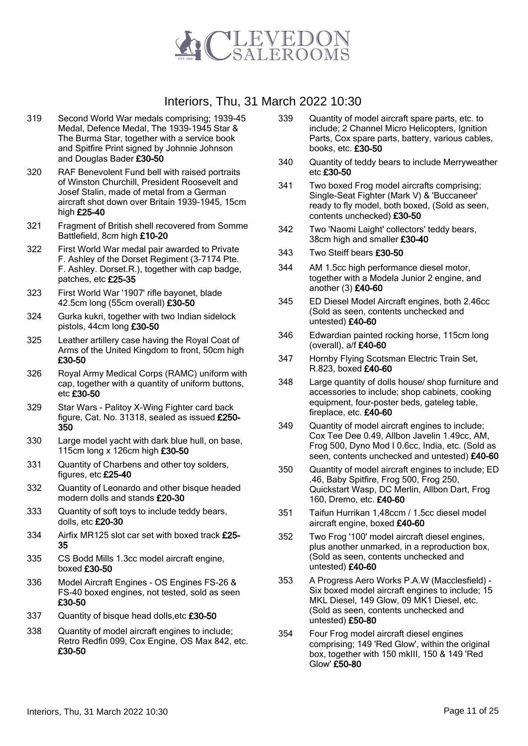# Interiors, Thu, 31 March 2022 10:30

319 Second World War medals comprising; 1939-45 Medal, Defence Medal, The 1939-1945 Star & The Burma Star, together with a service book and Spitfire Print signed by Johnnie Johnson and Douglas Bader **£30-50**

320 RAF Benevolent Fund bell with raised portraits of Winston Churchill, President Roosevelt and Josef Stalin, made of metal from a German aircraft shot down over Britain 1939-1945, 15cm high **£25-40**

321 Fragment of British shell recovered from Somme Battlefield, 8cm high **£10-20**

322 First World War medal pair awarded to Private F. Ashley of the Dorset Regiment (3-7174 Pte. F. Ashley. Dorset.R.), together with cap badge, patches, etc **£25-35**

323 First World War '1907' rifle bayonet, blade 42.5cm long (55cm overall) **£30-50**

324 Gurka kukri, together with two Indian sidelock pistols, 44cm long **£30-50**

325 Leather artillery case having the Royal Coat of Arms of the United Kingdom to front, 50cm high **£30-50**

326 Royal Army Medical Corps (RAMC) uniform with cap, together with a quantity of uniform buttons, etc **£30-50**

329 Star Wars - Palitoy X-Wing Fighter card back figure, Cat. No. 31318, sealed as issued **£250-350**

330 Large model yacht with dark blue hull, on base, 115cm long x 126cm high **£30-50**

331 Quantity of Charbens and other toy soldiers, figures, etc **£25-40**

332 Quantity of Leonardo and other bisque headed modern dolls and stands **£20-30**

333 Quantity of soft toys to include teddy bears, dolls, etc **£20-30**

334 Airfix MR125 slot car set with boxed track **£25-35**

335 CS Bodd Mills 1.3cc model aircraft engine, boxed **£30-50**

336 Model Aircraft Engines - OS Engines FS-26 & FS-40 boxed engines, not tested, sold as seen **£30-50**

337 Quantity of bisque head dolls,etc **£30-50**

338 Quantity of model aircraft engines to include; Retro Redfin 099, Cox Engine, OS Max 842, etc. **£30-50**

339 Quantity of model aircraft spare parts, etc. to include; 2 Channel Micro Helicopters, Ignition Parts, Cox spare parts, battery, various cables, books, etc. **£30-50**

340 Quantity of teddy bears to include Merryweather etc **£30-50**

341 Two boxed Frog model aircrafts comprising; Single-Seat Fighter (Mark V) & 'Buccaneer' ready to fly model, both boxed, (Sold as seen, contents unchecked) **£30-50**

342 Two 'Naomi Laight' collectors' teddy bears, 38cm high and smaller **£30-40**

343 Two Steiff bears **£30-50**

344 AM 1.5cc high performance diesel motor, together with a Modela Junior 2 engine, and another (3) **£40-60**

345 ED Diesel Model Aircraft engines, both 2.46cc (Sold as seen, contents unchecked and untested) **£40-60**

346 Edwardian painted rocking horse, 115cm long (overall), a/f **£40-60**

347 Hornby Flying Scotsman Electric Train Set, R.823, boxed **£40-60**

348 Large quantity of dolls house/ shop furniture and accessories to include; shop cabinets, cooking equipment, four-poster beds, gateleg table, fireplace, etc. **£40-60**

349 Quantity of model aircraft engines to include; Cox Tee Dee 0.49, Allbon Javelin 1.49cc, AM, Frog 500, Dyno Mod I 0.6cc, India, etc. (Sold as seen, contents unchecked and untested) **£40-60**

350 Quantity of model aircraft engines to include; ED .46, Baby Spitfire, Frog 500, Frog 250, Quickstart Wasp, DC Merlin, Allbon Dart, Frog 160, Dremo, etc. **£40-60**

351 Taifun Hurrikan 1,48ccm / 1.5cc diesel model aircraft engine, boxed **£40-60**

352 Two Frog '100' model aircraft diesel engines, plus another unmarked, in a reproduction box, (Sold as seen, contents unchecked and untested) **£40-60**

353 A Progress Aero Works P.A.W (Macclesfield) - Six boxed model aircraft engines to include; 15 MKL Diesel, 149 Glow, 09 MK1 Diesel, etc. (Sold as seen, contents unchecked and untested) **£50-80**

354 Four Frog model aircraft diesel engines comprising; 149 'Red Glow', within the original box, together with 150 mkIII, 150 & 149 'Red Glow' **£50-80**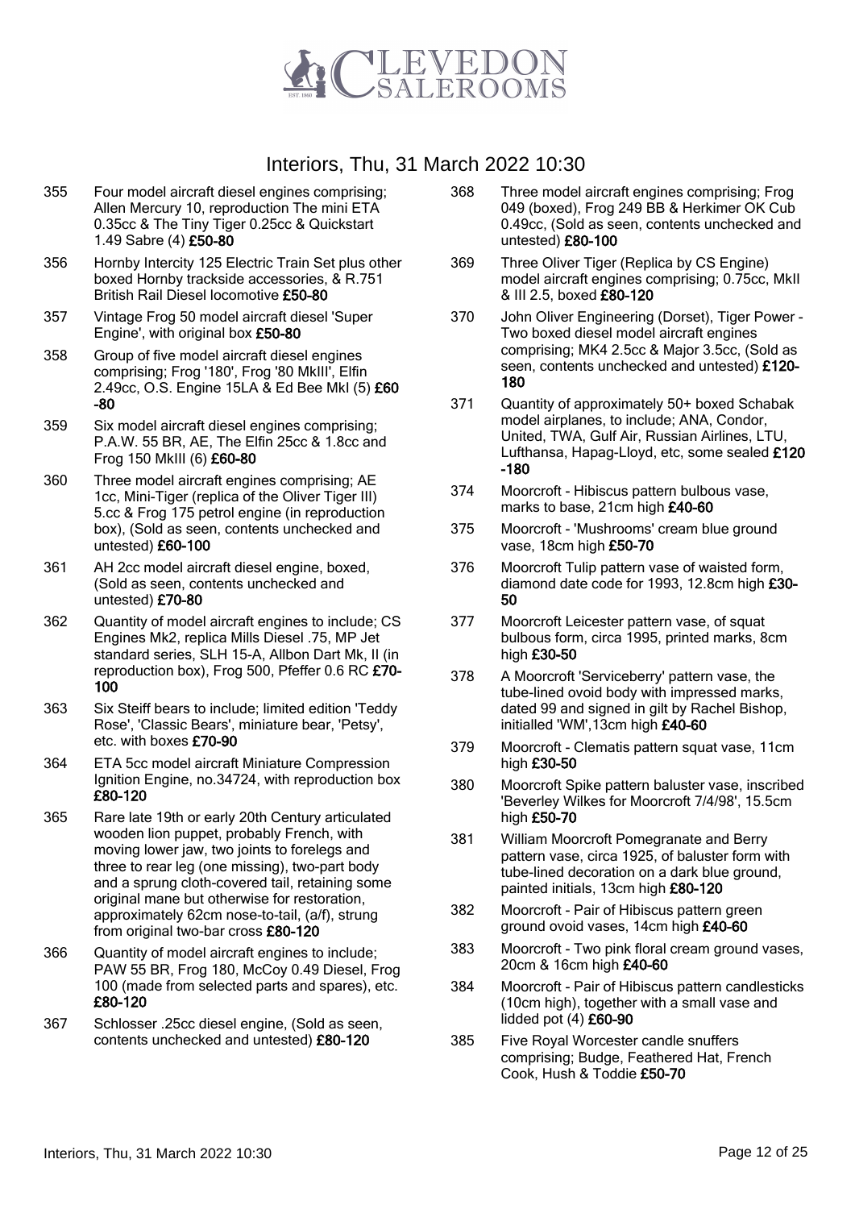# Interiors, Thu, 31 March 2022 10:30

355 Four model aircraft diesel engines comprising; Allen Mercury 10, reproduction The mini ETA 0.35cc & The Tiny Tiger 0.25cc & Quickstart 1.49 Sabre (4) **£50-80**

356 Hornby Intercity 125 Electric Train Set plus other boxed Hornby trackside accessories, & R.751 British Rail Diesel locomotive **£50-80**

357 Vintage Frog 50 model aircraft diesel 'Super Engine', with original box **£50-80**

358 Group of five model aircraft diesel engines comprising; Frog '180', Frog '80 MkIII', Elfin 2.49cc, O.S. Engine 15LA & Ed Bee MkI (5) **£60-80**

359 Six model aircraft diesel engines comprising; P.A.W. 55 BR, AE, The Elfin 25cc & 1.8cc and Frog 150 MkIII (6) **£60-80**

360 Three model aircraft engines comprising; AE 1cc, Mini-Tiger (replica of the Oliver Tiger III) 5.cc & Frog 175 petrol engine (in reproduction box), (Sold as seen, contents unchecked and untested) **£60-100**

361 AH 2cc model aircraft diesel engine, boxed, (Sold as seen, contents unchecked and untested) **£70-80**

362 Quantity of model aircraft engines to include; CS Engines Mk2, replica Mills Diesel .75, MP Jet standard series, SLH 15-A, Allbon Dart Mk, II (in reproduction box), Frog 500, Pfeffer 0.6 RC **£70-100**

363 Six Steiff bears to include; limited edition 'Teddy Rose', 'Classic Bears', miniature bear, 'Petsy', etc. with boxes **£70-90**

364 ETA 5cc model aircraft Miniature Compression Ignition Engine, no.34724, with reproduction box **£80-120**

365 Rare late 19th or early 20th Century articulated wooden lion puppet, probably French, with moving lower jaw, two joints to forelegs and three to rear leg (one missing), two-part body and a sprung cloth-covered tail, retaining some original mane but otherwise for restoration, approximately 62cm nose-to-tail, (a/f), strung from original two-bar cross **£80-120**

366 Quantity of model aircraft engines to include; PAW 55 BR, Frog 180, McCoy 0.49 Diesel, Frog 100 (made from selected parts and spares), etc. **£80-120**

367 Schlosser .25cc diesel engine, (Sold as seen, contents unchecked and untested) **£80-120**

368 Three model aircraft engines comprising; Frog 049 (boxed), Frog 249 BB & Herkimer OK Cub 0.49cc, (Sold as seen, contents unchecked and untested) **£80-100**

369 Three Oliver Tiger (Replica by CS Engine) model aircraft engines comprising; 0.75cc, MkII & III 2.5, boxed **£80-120**

370 John Oliver Engineering (Dorset), Tiger Power - Two boxed diesel model aircraft engines comprising; MK4 2.5cc & Major 3.5cc, (Sold as seen, contents unchecked and untested) **£120-180**

371 Quantity of approximately 50+ boxed Schabak model airplanes, to include; ANA, Condor, United, TWA, Gulf Air, Russian Airlines, LTU, Lufthansa, Hapag-Lloyd, etc, some sealed **£120-180**

374 Moorcroft - Hibiscus pattern bulbous vase, marks to base, 21cm high **£40-60**

375 Moorcroft - 'Mushrooms' cream blue ground vase, 18cm high **£50-70**

376 Moorcroft Tulip pattern vase of waisted form, diamond date code for 1993, 12.8cm high **£30-50**

377 Moorcroft Leicester pattern vase, of squat bulbous form, circa 1995, printed marks, 8cm high **£30-50**

378 A Moorcroft 'Serviceberry' pattern vase, the tube-lined ovoid body with impressed marks, dated 99 and signed in gilt by Rachel Bishop, initialled 'WM',13cm high **£40-60**

379 Moorcroft - Clematis pattern squat vase, 11cm high **£30-50**

380 Moorcroft Spike pattern baluster vase, inscribed 'Beverley Wilkes for Moorcroft 7/4/98', 15.5cm high **£50-70**

381 William Moorcroft Pomegranate and Berry pattern vase, circa 1925, of baluster form with tube-lined decoration on a dark blue ground, painted initials, 13cm high **£80-120**

382 Moorcroft - Pair of Hibiscus pattern green ground ovoid vases, 14cm high **£40-60**

383 Moorcroft - Two pink floral cream ground vases, 20cm & 16cm high **£40-60**

384 Moorcroft - Pair of Hibiscus pattern candlesticks (10cm high), together with a small vase and lidded pot (4) **£60-90**

385 Five Royal Worcester candle snuffers comprising; Budge, Feathered Hat, French Cook, Hush & Toddie **£50-70**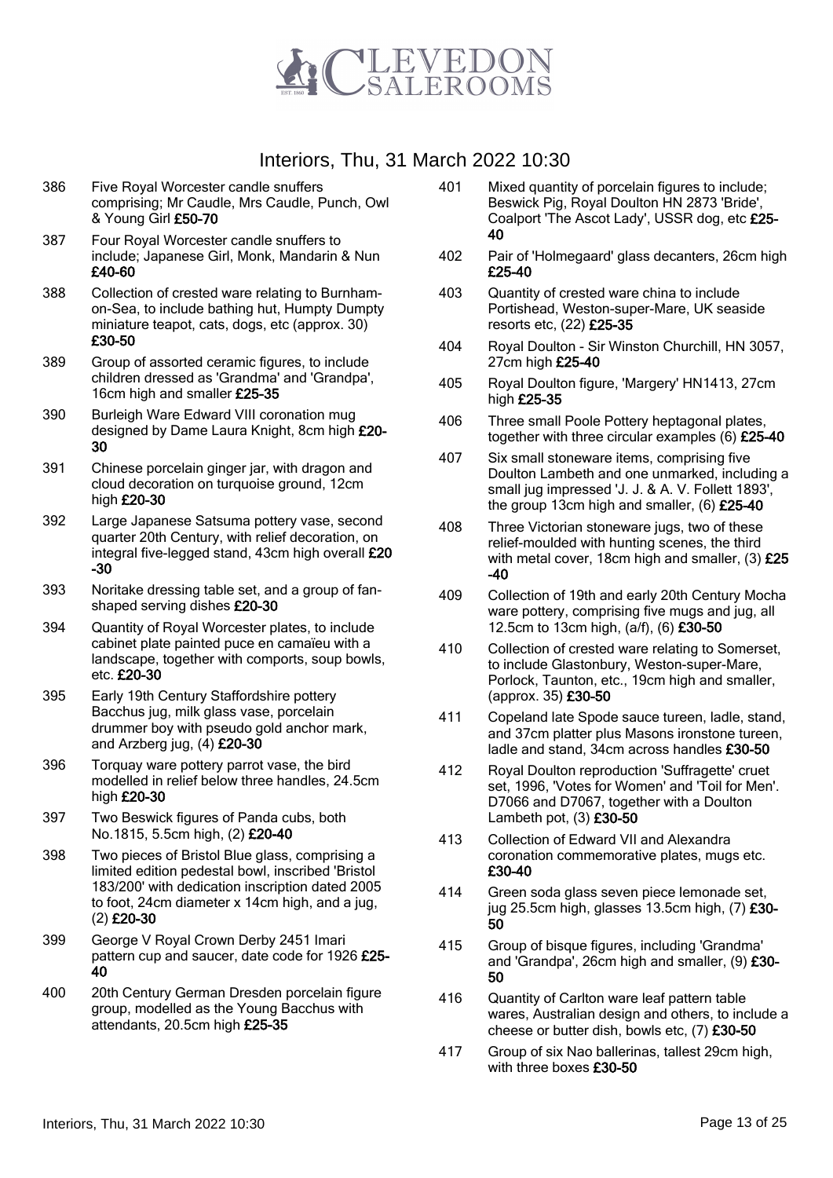# Interiors, Thu, 31 March 2022 10:30

386 Five Royal Worcester candle snuffers comprising; Mr Caudle, Mrs Caudle, Punch, Owl & Young Girl **£50-70**

387 Four Royal Worcester candle snuffers to include; Japanese Girl, Monk, Mandarin & Nun **£40-60**

388 Collection of crested ware relating to Burnham-on-Sea, to include bathing hut, Humpty Dumpty miniature teapot, cats, dogs, etc (approx. 30) **£30-50**

389 Group of assorted ceramic figures, to include children dressed as 'Grandma' and 'Grandpa', 16cm high and smaller **£25-35**

390 Burleigh Ware Edward VIII coronation mug designed by Dame Laura Knight, 8cm high **£20-30**

391 Chinese porcelain ginger jar, with dragon and cloud decoration on turquoise ground, 12cm high **£20-30**

392 Large Japanese Satsuma pottery vase, second quarter 20th Century, with relief decoration, on integral five-legged stand, 43cm high overall **£20-30**

393 Noritake dressing table set, and a group of fan-shaped serving dishes **£20-30**

394 Quantity of Royal Worcester plates, to include cabinet plate painted puce en camaïeu with a landscape, together with comports, soup bowls, etc. **£20-30**

395 Early 19th Century Staffordshire pottery Bacchus jug, milk glass vase, porcelain drummer boy with pseudo gold anchor mark, and Arzberg jug, (4) **£20-30**

396 Torquay ware pottery parrot vase, the bird modelled in relief below three handles, 24.5cm high **£20-30**

397 Two Beswick figures of Panda cubs, both No.1815, 5.5cm high, (2) **£20-40**

398 Two pieces of Bristol Blue glass, comprising a limited edition pedestal bowl, inscribed 'Bristol 183/200' with dedication inscription dated 2005 to foot, 24cm diameter x 14cm high, and a jug, (2) **£20-30**

399 George V Royal Crown Derby 2451 Imari pattern cup and saucer, date code for 1926 **£25-40**

400 20th Century German Dresden porcelain figure group, modelled as the Young Bacchus with attendants, 20.5cm high **£25-35**

401 Mixed quantity of porcelain figures to include; Beswick Pig, Royal Doulton HN 2873 'Bride', Coalport 'The Ascot Lady', USSR dog, etc **£25-40**

402 Pair of 'Holmegaard' glass decanters, 26cm high **£25-40**

403 Quantity of crested ware china to include Portishead, Weston-super-Mare, UK seaside resorts etc, (22) **£25-35**

404 Royal Doulton - Sir Winston Churchill, HN 3057, 27cm high **£25-40**

405 Royal Doulton figure, 'Margery' HN1413, 27cm high **£25-35**

406 Three small Poole Pottery heptagonal plates, together with three circular examples (6) **£25-40**

407 Six small stoneware items, comprising five Doulton Lambeth and one unmarked, including a small jug impressed 'J. J. & A. V. Follett 1893', the group 13cm high and smaller, (6) **£25-40**

408 Three Victorian stoneware jugs, two of these relief-moulded with hunting scenes, the third with metal cover, 18cm high and smaller, (3) **£25-40**

409 Collection of 19th and early 20th Century Mocha ware pottery, comprising five mugs and jug, all 12.5cm to 13cm high, (a/f), (6) **£30-50**

410 Collection of crested ware relating to Somerset, to include Glastonbury, Weston-super-Mare, Porlock, Taunton, etc., 19cm high and smaller, (approx. 35) **£30-50**

411 Copeland late Spode sauce tureen, ladle, stand, and 37cm platter plus Masons ironstone tureen, ladle and stand, 34cm across handles **£30-50**

412 Royal Doulton reproduction 'Suffragette' cruet set, 1996, 'Votes for Women' and 'Toil for Men'. D7066 and D7067, together with a Doulton Lambeth pot, (3) **£30-50**

413 Collection of Edward VII and Alexandra coronation commemorative plates, mugs etc. **£30-40**

414 Green soda glass seven piece lemonade set, jug 25.5cm high, glasses 13.5cm high, (7) **£30-50**

415 Group of bisque figures, including 'Grandma' and 'Grandpa', 26cm high and smaller, (9) **£30-50**

416 Quantity of Carlton ware leaf pattern table wares, Australian design and others, to include a cheese or butter dish, bowls etc, (7) **£30-50**

417 Group of six Nao ballerinas, tallest 29cm high, with three boxes **£30-50**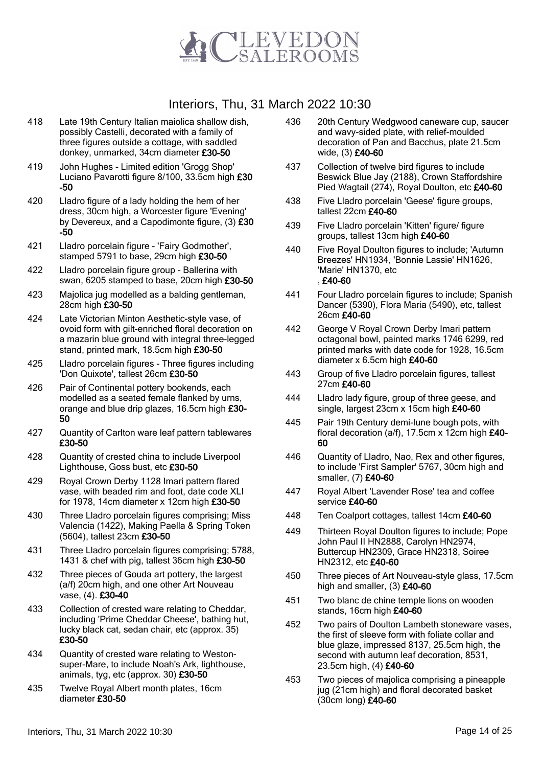# Interiors, Thu, 31 March 2022 10:30

418 Late 19th Century Italian maiolica shallow dish, possibly Castelli, decorated with a family of three figures outside a cottage, with saddled donkey, unmarked, 34cm diameter **£30-50**

419 John Hughes - Limited edition 'Grogg Shop' Luciano Pavarotti figure 8/100, 33.5cm high **£30-50**

420 Lladro figure of a lady holding the hem of her dress, 30cm high, a Worcester figure 'Evening' by Devereux, and a Capodimonte figure, (3) **£30-50**

421 Lladro porcelain figure - 'Fairy Godmother', stamped 5791 to base, 29cm high **£30-50**

422 Lladro porcelain figure group - Ballerina with swan, 6205 stamped to base, 20cm high **£30-50**

423 Majolica jug modelled as a balding gentleman, 28cm high **£30-50**

424 Late Victorian Minton Aesthetic-style vase, of ovoid form with gilt-enriched floral decoration on a mazarin blue ground with integral three-legged stand, printed mark, 18.5cm high **£30-50**

425 Lladro porcelain figures - Three figures including 'Don Quixote', tallest 26cm **£30-50**

426 Pair of Continental pottery bookends, each modelled as a seated female flanked by urns, orange and blue drip glazes, 16.5cm high **£30-50**

427 Quantity of Carlton ware leaf pattern tablewares **£30-50**

428 Quantity of crested china to include Liverpool Lighthouse, Goss bust, etc **£30-50**

429 Royal Crown Derby 1128 Imari pattern flared vase, with beaded rim and foot, date code XLI for 1978, 14cm diameter x 12cm high **£30-50**

430 Three Lladro porcelain figures comprising; Miss Valencia (1422), Making Paella & Spring Token (5604), tallest 23cm **£30-50**

431 Three Lladro porcelain figures comprising; 5788, 1431 & chef with pig, tallest 36cm high **£30-50**

432 Three pieces of Gouda art pottery, the largest (a/f) 20cm high, and one other Art Nouveau vase, (4). **£30-40**

433 Collection of crested ware relating to Cheddar, including 'Prime Cheddar Cheese', bathing hut, lucky black cat, sedan chair, etc (approx. 35) **£30-50**

434 Quantity of crested ware relating to Weston-super-Mare, to include Noah's Ark, lighthouse, animals, tyg, etc (approx. 30) **£30-50**

435 Twelve Royal Albert month plates, 16cm diameter **£30-50**

436 20th Century Wedgwood caneware cup, saucer and wavy-sided plate, with relief-moulded decoration of Pan and Bacchus, plate 21.5cm wide, (3) **£40-60**

437 Collection of twelve bird figures to include Beswick Blue Jay (2188), Crown Staffordshire Pied Wagtail (274), Royal Doulton, etc **£40-60**

438 Five Lladro porcelain 'Geese' figure groups, tallest 22cm **£40-60**

439 Five Lladro porcelain 'Kitten' figure/ figure groups, tallest 13cm high **£40-60**

440 Five Royal Doulton figures to include; 'Autumn Breezes' HN1934, 'Bonnie Lassie' HN1626, 'Marie' HN1370, etc , **£40-60**

441 Four Lladro porcelain figures to include; Spanish Dancer (5390), Flora Maria (5490), etc, tallest 26cm **£40-60**

442 George V Royal Crown Derby Imari pattern octagonal bowl, painted marks 1746 6299, red printed marks with date code for 1928, 16.5cm diameter x 6.5cm high **£40-60**

443 Group of five Lladro porcelain figures, tallest 27cm **£40-60**

444 Lladro lady figure, group of three geese, and single, largest 23cm x 15cm high **£40-60**

445 Pair 19th Century demi-lune bough pots, with floral decoration (a/f), 17.5cm x 12cm high **£40-60**

446 Quantity of Lladro, Nao, Rex and other figures, to include 'First Sampler' 5767, 30cm high and smaller, (7) **£40-60**

447 Royal Albert 'Lavender Rose' tea and coffee service **£40-60**

448 Ten Coalport cottages, tallest 14cm **£40-60**

449 Thirteen Royal Doulton figures to include; Pope John Paul II HN2888, Carolyn HN2974, Buttercup HN2309, Grace HN2318, Soiree HN2312, etc **£40-60**

450 Three pieces of Art Nouveau-style glass, 17.5cm high and smaller, (3) **£40-60**

451 Two blanc de chine temple lions on wooden stands, 16cm high **£40-60**

452 Two pairs of Doulton Lambeth stoneware vases, the first of sleeve form with foliate collar and blue glaze, impressed 8137, 25.5cm high, the second with autumn leaf decoration, 8531, 23.5cm high, (4) **£40-60**

453 Two pieces of majolica comprising a pineapple jug (21cm high) and floral decorated basket (30cm long) **£40-60**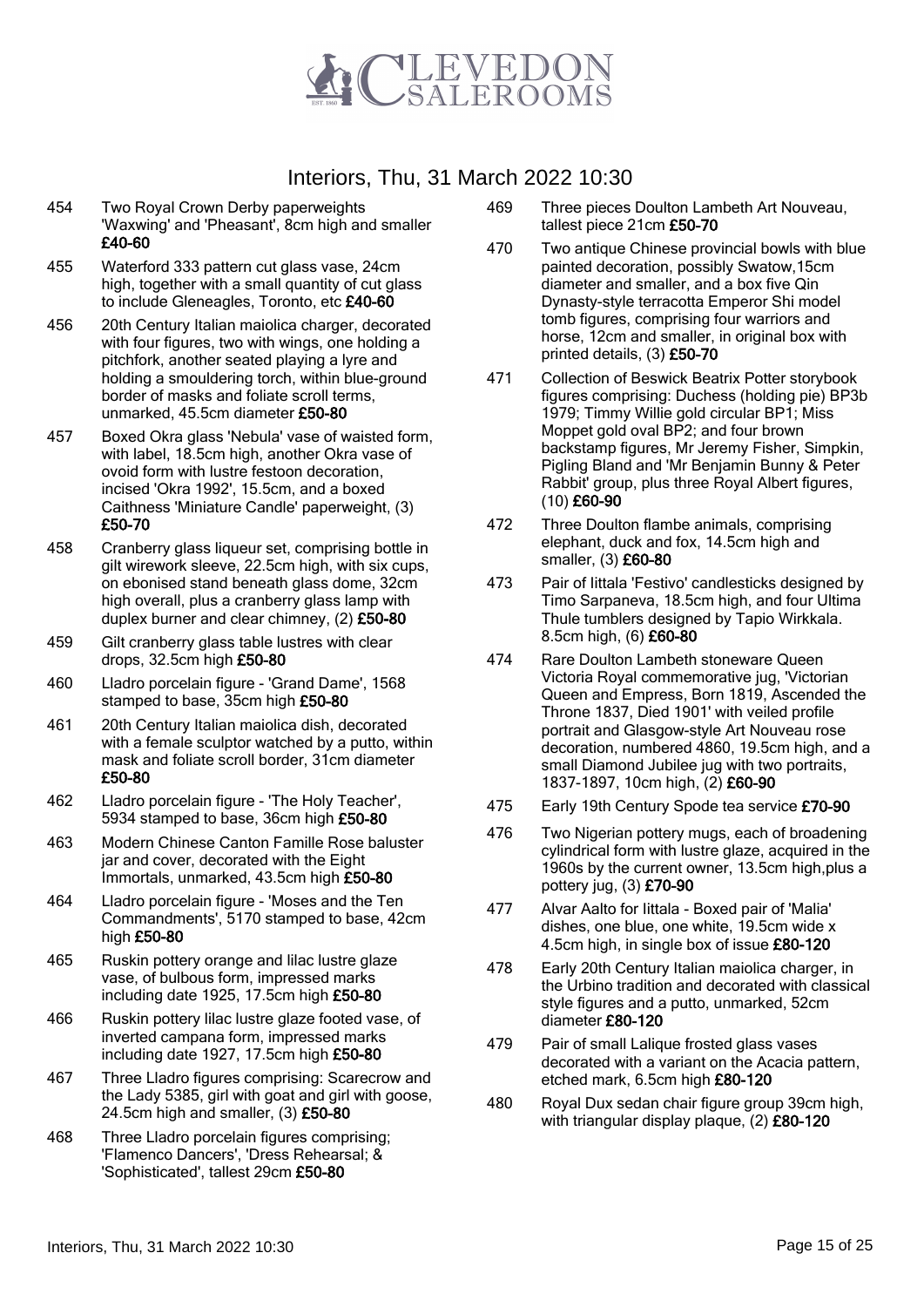# Interiors, Thu, 31 March 2022 10:30

454 Two Royal Crown Derby paperweights 'Waxwing' and 'Pheasant', 8cm high and smaller **£40-60**

455 Waterford 333 pattern cut glass vase, 24cm high, together with a small quantity of cut glass to include Gleneagles, Toronto, etc **£40-60**

456 20th Century Italian maiolica charger, decorated with four figures, two with wings, one holding a pitchfork, another seated playing a lyre and holding a smouldering torch, within blue-ground border of masks and foliate scroll terms, unmarked, 45.5cm diameter **£50-80**

457 Boxed Okra glass 'Nebula' vase of waisted form, with label, 18.5cm high, another Okra vase of ovoid form with lustre festoon decoration, incised 'Okra 1992', 15.5cm, and a boxed Caithness 'Miniature Candle' paperweight, (3) **£50-70**

458 Cranberry glass liqueur set, comprising bottle in gilt wirework sleeve, 22.5cm high, with six cups, on ebonised stand beneath glass dome, 32cm high overall, plus a cranberry glass lamp with duplex burner and clear chimney, (2) **£50-80**

459 Gilt cranberry glass table lustres with clear drops, 32.5cm high **£50-80**

460 Lladro porcelain figure - 'Grand Dame', 1568 stamped to base, 35cm high **£50-80**

461 20th Century Italian maiolica dish, decorated with a female sculptor watched by a putto, within mask and foliate scroll border, 31cm diameter **£50-80**

462 Lladro porcelain figure - 'The Holy Teacher', 5934 stamped to base, 36cm high **£50-80**

463 Modern Chinese Canton Famille Rose baluster jar and cover, decorated with the Eight Immortals, unmarked, 43.5cm high **£50-80**

464 Lladro porcelain figure - 'Moses and the Ten Commandments', 5170 stamped to base, 42cm high **£50-80**

465 Ruskin pottery orange and lilac lustre glaze vase, of bulbous form, impressed marks including date 1925, 17.5cm high **£50-80**

466 Ruskin pottery lilac lustre glaze footed vase, of inverted campana form, impressed marks including date 1927, 17.5cm high **£50-80**

467 Three Lladro figures comprising: Scarecrow and the Lady 5385, girl with goat and girl with goose, 24.5cm high and smaller, (3) **£50-80**

468 Three Lladro porcelain figures comprising; 'Flamenco Dancers', 'Dress Rehearsal; & 'Sophisticated', tallest 29cm **£50-80**

469 Three pieces Doulton Lambeth Art Nouveau, tallest piece 21cm **£50-70**

470 Two antique Chinese provincial bowls with blue painted decoration, possibly Swatow,15cm diameter and smaller, and a box five Qin Dynasty-style terracotta Emperor Shi model tomb figures, comprising four warriors and horse, 12cm and smaller, in original box with printed details, (3) **£50-70**

471 Collection of Beswick Beatrix Potter storybook figures comprising: Duchess (holding pie) BP3b 1979; Timmy Willie gold circular BP1; Miss Moppet gold oval BP2; and four brown backstamp figures, Mr Jeremy Fisher, Simpkin, Pigling Bland and 'Mr Benjamin Bunny & Peter Rabbit' group, plus three Royal Albert figures, (10) **£60-90**

472 Three Doulton flambe animals, comprising elephant, duck and fox, 14.5cm high and smaller, (3) **£60-80**

473 Pair of Iittala 'Festivo' candlesticks designed by Timo Sarpaneva, 18.5cm high, and four Ultima Thule tumblers designed by Tapio Wirkkala. 8.5cm high, (6) **£60-80**

474 Rare Doulton Lambeth stoneware Queen Victoria Royal commemorative jug, 'Victorian Queen and Empress, Born 1819, Ascended the Throne 1837, Died 1901' with veiled profile portrait and Glasgow-style Art Nouveau rose decoration, numbered 4860, 19.5cm high, and a small Diamond Jubilee jug with two portraits, 1837-1897, 10cm high, (2) **£60-90**

475 Early 19th Century Spode tea service **£70-90**

476 Two Nigerian pottery mugs, each of broadening cylindrical form with lustre glaze, acquired in the 1960s by the current owner, 13.5cm high,plus a pottery jug, (3) **£70-90**

477 Alvar Aalto for Iittala - Boxed pair of 'Malia' dishes, one blue, one white, 19.5cm wide x 4.5cm high, in single box of issue **£80-120**

478 Early 20th Century Italian maiolica charger, in the Urbino tradition and decorated with classical style figures and a putto, unmarked, 52cm diameter **£80-120**

479 Pair of small Lalique frosted glass vases decorated with a variant on the Acacia pattern, etched mark, 6.5cm high **£80-120**

480 Royal Dux sedan chair figure group 39cm high, with triangular display plaque, (2) **£80-120**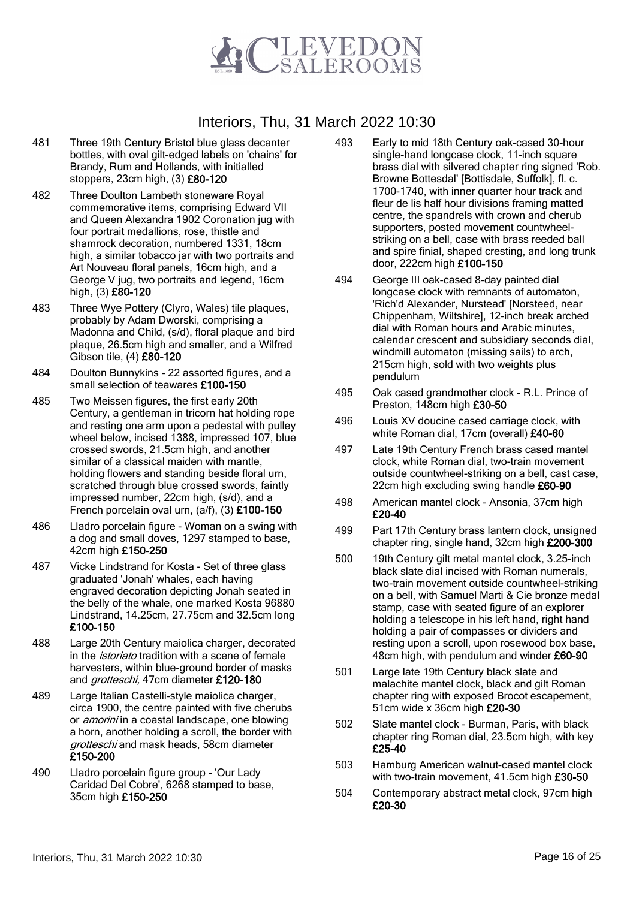# Interiors, Thu, 31 March 2022 10:30

481 Three 19th Century Bristol blue glass decanter bottles, with oval gilt-edged labels on 'chains' for Brandy, Rum and Hollands, with initialled stoppers, 23cm high, (3) **£80-120**

482 Three Doulton Lambeth stoneware Royal commemorative items, comprising Edward VII and Queen Alexandra 1902 Coronation jug with four portrait medallions, rose, thistle and shamrock decoration, numbered 1331, 18cm high, a similar tobacco jar with two portraits and Art Nouveau floral panels, 16cm high, and a George V jug, two portraits and legend, 16cm high, (3) **£80-120**

483 Three Wye Pottery (Clyro, Wales) tile plaques, probably by Adam Dworski, comprising a Madonna and Child, (s/d), floral plaque and bird plaque, 26.5cm high and smaller, and a Wilfred Gibson tile, (4) **£80-120**

484 Doulton Bunnykins - 22 assorted figures, and a small selection of teawares **£100-150**

485 Two Meissen figures, the first early 20th Century, a gentleman in tricorn hat holding rope and resting one arm upon a pedestal with pulley wheel below, incised 1388, impressed 107, blue crossed swords, 21.5cm high, and another similar of a classical maiden with mantle, holding flowers and standing beside floral urn, scratched through blue crossed swords, faintly impressed number, 22cm high, (s/d), and a French porcelain oval urn, (a/f), (3) **£100-150**

486 Lladro porcelain figure - Woman on a swing with a dog and small doves, 1297 stamped to base, 42cm high **£150-250**

487 Vicke Lindstrand for Kosta - Set of three glass graduated 'Jonah' whales, each having engraved decoration depicting Jonah seated in the belly of the whale, one marked Kosta 96880 Lindstrand, 14.25cm, 27.75cm and 32.5cm long **£100-150**

488 Large 20th Century maiolica charger, decorated in the *istoriato* tradition with a scene of female harvesters, within blue-ground border of masks and *grotteschi,* 47cm diameter **£120-180**

489 Large Italian Castelli-style maiolica charger, circa 1900, the centre painted with five cherubs or *amorini* in a coastal landscape, one blowing a horn, another holding a scroll, the border with *grotteschi* and mask heads, 58cm diameter **£150-200**

490 Lladro porcelain figure group - 'Our Lady Caridad Del Cobre', 6268 stamped to base, 35cm high **£150-250**

493 Early to mid 18th Century oak-cased 30-hour single-hand longcase clock, 11-inch square brass dial with silvered chapter ring signed 'Rob. Browne Bottesdal' [Bottisdale, Suffolk], fl. c. 1700-1740, with inner quarter hour track and fleur de lis half hour divisions framing matted centre, the spandrels with crown and cherub supporters, posted movement countwheel-striking on a bell, case with brass reeded ball and spire finial, shaped cresting, and long trunk door, 222cm high **£100-150**

494 George III oak-cased 8-day painted dial longcase clock with remnants of automaton, 'Rich'd Alexander, Nurstead' [Norsteed, near Chippenham, Wiltshire], 12-inch break arched dial with Roman hours and Arabic minutes, calendar crescent and subsidiary seconds dial, windmill automaton (missing sails) to arch, 215cm high, sold with two weights plus pendulum

495 Oak cased grandmother clock - R.L. Prince of Preston, 148cm high **£30-50**

496 Louis XV doucine cased carriage clock, with white Roman dial, 17cm (overall) **£40-60**

497 Late 19th Century French brass cased mantel clock, white Roman dial, two-train movement outside countwheel-striking on a bell, cast case, 22cm high excluding swing handle **£60-90**

498 American mantel clock - Ansonia, 37cm high **£20-40**

499 Part 17th Century brass lantern clock, unsigned chapter ring, single hand, 32cm high **£200-300**

500 19th Century gilt metal mantel clock, 3.25-inch black slate dial incised with Roman numerals, two-train movement outside countwheel-striking on a bell, with Samuel Marti & Cie bronze medal stamp, case with seated figure of an explorer holding a telescope in his left hand, right hand holding a pair of compasses or dividers and resting upon a scroll, upon rosewood box base, 48cm high, with pendulum and winder **£60-90**

501 Large late 19th Century black slate and malachite mantel clock, black and gilt Roman chapter ring with exposed Brocot escapement, 51cm wide x 36cm high **£20-30**

502 Slate mantel clock - Burman, Paris, with black chapter ring Roman dial, 23.5cm high, with key **£25-40**

503 Hamburg American walnut-cased mantel clock with two-train movement, 41.5cm high **£30-50**

504 Contemporary abstract metal clock, 97cm high **£20-30**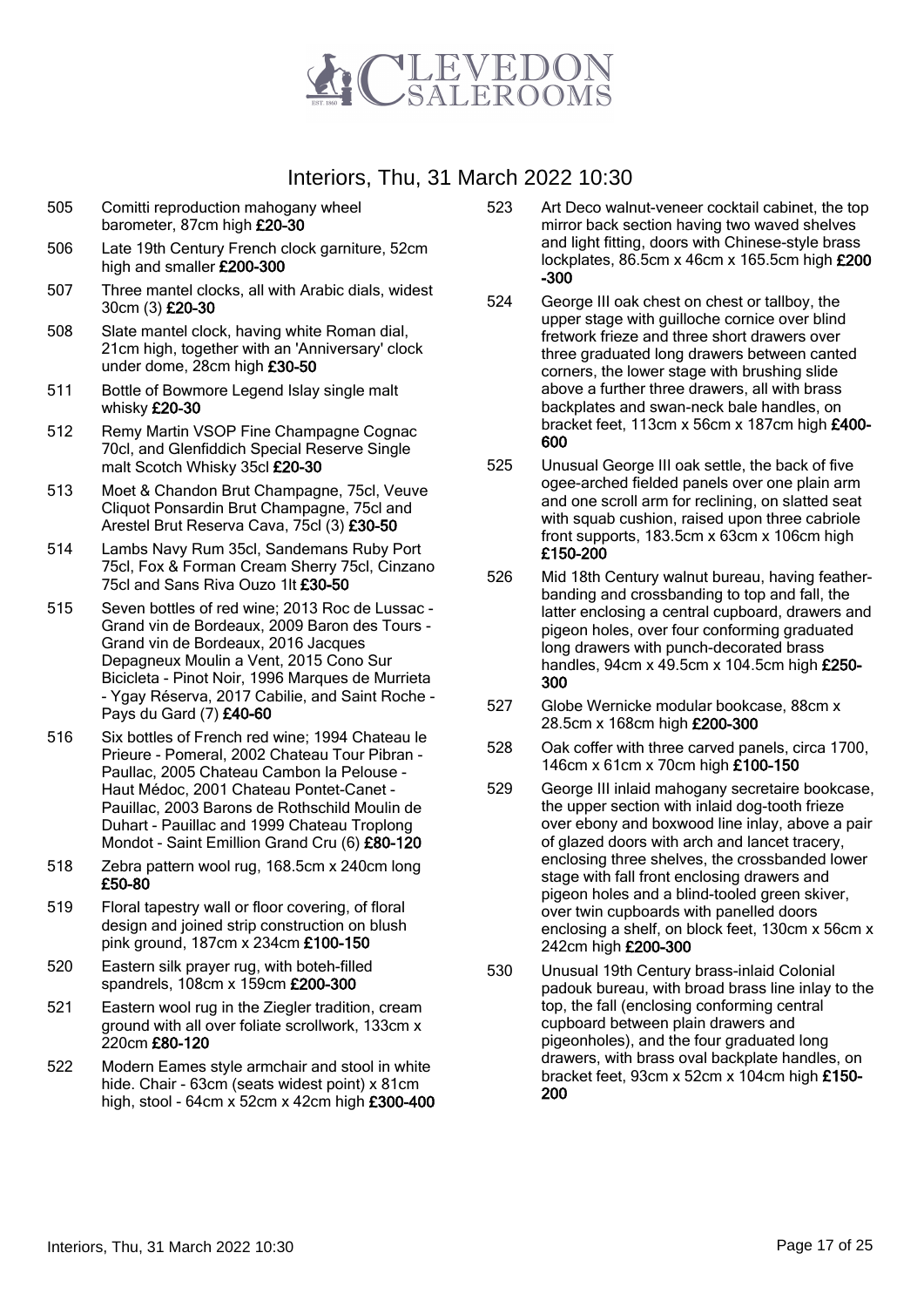# Interiors, Thu, 31 March 2022 10:30

505 Comitti reproduction mahogany wheel barometer, 87cm high **£20-30**

506 Late 19th Century French clock garniture, 52cm high and smaller **£200-300**

507 Three mantel clocks, all with Arabic dials, widest 30cm (3) **£20-30**

508 Slate mantel clock, having white Roman dial, 21cm high, together with an 'Anniversary' clock under dome, 28cm high **£30-50**

511 Bottle of Bowmore Legend Islay single malt whisky **£20-30**

512 Remy Martin VSOP Fine Champagne Cognac 70cl, and Glenfiddich Special Reserve Single malt Scotch Whisky 35cl **£20-30**

513 Moet & Chandon Brut Champagne, 75cl, Veuve Cliquot Ponsardin Brut Champagne, 75cl and Arestel Brut Reserva Cava, 75cl (3) **£30-50**

514 Lambs Navy Rum 35cl, Sandemans Ruby Port 75cl, Fox & Forman Cream Sherry 75cl, Cinzano 75cl and Sans Riva Ouzo 1lt **£30-50**

515 Seven bottles of red wine; 2013 Roc de Lussac - Grand vin de Bordeaux, 2009 Baron des Tours - Grand vin de Bordeaux, 2016 Jacques Depagneux Moulin a Vent, 2015 Cono Sur Bicicleta - Pinot Noir, 1996 Marques de Murrieta - Ygay Réserva, 2017 Cabilie, and Saint Roche - Pays du Gard (7) **£40-60**

516 Six bottles of French red wine; 1994 Chateau le Prieure - Pomeral, 2002 Chateau Tour Pibran - Paullac, 2005 Chateau Cambon la Pelouse - Haut Médoc, 2001 Chateau Pontet-Canet - Pauillac, 2003 Barons de Rothschild Moulin de Duhart - Pauillac and 1999 Chateau Troplong Mondot - Saint Emillion Grand Cru (6) **£80-120**

518 Zebra pattern wool rug, 168.5cm x 240cm long **£50-80**

519 Floral tapestry wall or floor covering, of floral design and joined strip construction on blush pink ground, 187cm x 234cm **£100-150**

520 Eastern silk prayer rug, with boteh-filled spandrels, 108cm x 159cm **£200-300**

521 Eastern wool rug in the Ziegler tradition, cream ground with all over foliate scrollwork, 133cm x 220cm **£80-120**

522 Modern Eames style armchair and stool in white hide. Chair - 63cm (seats widest point) x 81cm high, stool - 64cm x 52cm x 42cm high **£300-400**

523 Art Deco walnut-veneer cocktail cabinet, the top mirror back section having two waved shelves and light fitting, doors with Chinese-style brass lockplates, 86.5cm x 46cm x 165.5cm high **£200-300**

524 George III oak chest on chest or tallboy, the upper stage with guilloche cornice over blind fretwork frieze and three short drawers over three graduated long drawers between canted corners, the lower stage with brushing slide above a further three drawers, all with brass backplates and swan-neck bale handles, on bracket feet, 113cm x 56cm x 187cm high **£400-600**

525 Unusual George III oak settle, the back of five ogee-arched fielded panels over one plain arm and one scroll arm for reclining, on slatted seat with squab cushion, raised upon three cabriole front supports, 183.5cm x 63cm x 106cm high **£150-200**

526 Mid 18th Century walnut bureau, having feather-banding and crossbanding to top and fall, the latter enclosing a central cupboard, drawers and pigeon holes, over four conforming graduated long drawers with punch-decorated brass handles, 94cm x 49.5cm x 104.5cm high **£250-300**

527 Globe Wernicke modular bookcase, 88cm x 28.5cm x 168cm high **£200-300**

528 Oak coffer with three carved panels, circa 1700, 146cm x 61cm x 70cm high **£100-150**

529 George III inlaid mahogany secretaire bookcase, the upper section with inlaid dog-tooth frieze over ebony and boxwood line inlay, above a pair of glazed doors with arch and lancet tracery, enclosing three shelves, the crossbanded lower stage with fall front enclosing drawers and pigeon holes and a blind-tooled green skiver, over twin cupboards with panelled doors enclosing a shelf, on block feet, 130cm x 56cm x 242cm high **£200-300**

530 Unusual 19th Century brass-inlaid Colonial padouk bureau, with broad brass line inlay to the top, the fall (enclosing conforming central cupboard between plain drawers and pigeonholes), and the four graduated long drawers, with brass oval backplate handles, on bracket feet, 93cm x 52cm x 104cm high **£150-200**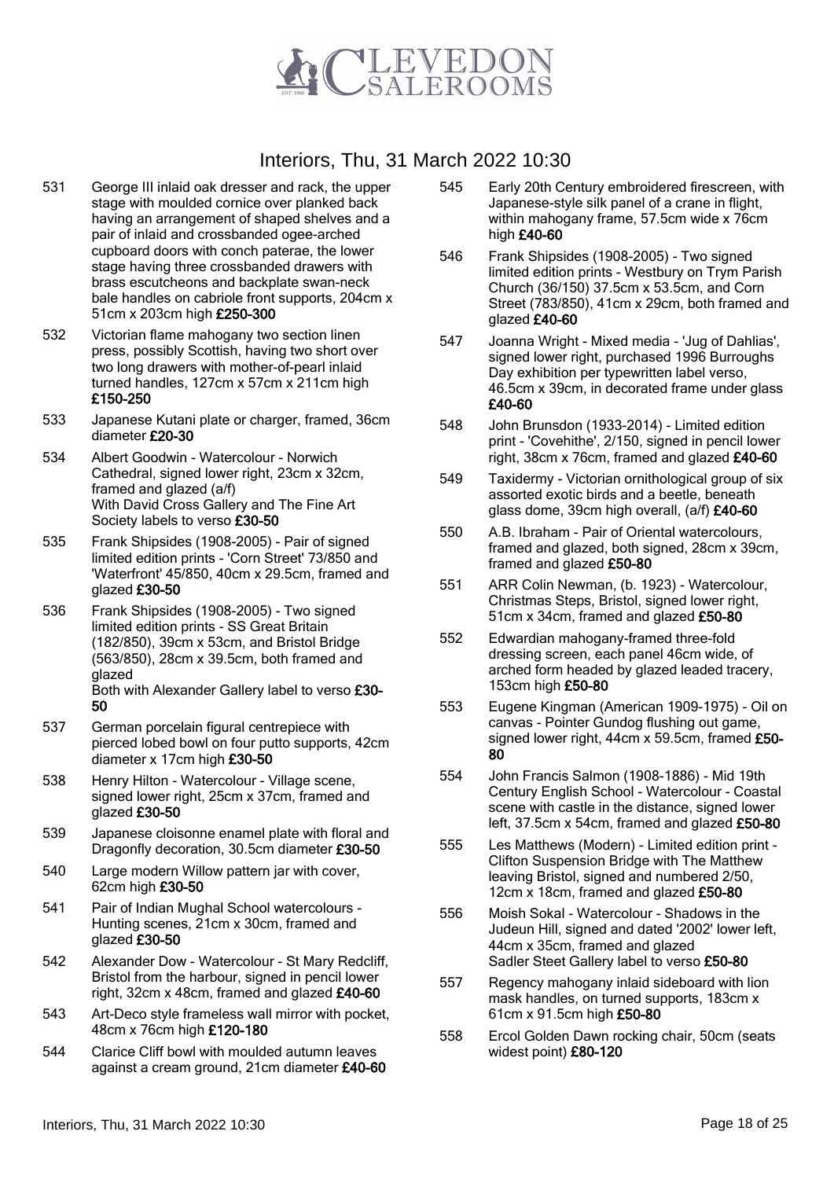# Interiors, Thu, 31 March 2022 10:30

531 George III inlaid oak dresser and rack, the upper stage with moulded cornice over planked back having an arrangement of shaped shelves and a pair of inlaid and crossbanded ogee-arched cupboard doors with conch paterae, the lower stage having three crossbanded drawers with brass escutcheons and backplate swan-neck bale handles on cabriole front supports, 204cm x 51cm x 203cm high **£250-300**

532 Victorian flame mahogany two section linen press, possibly Scottish, having two short over two long drawers with mother-of-pearl inlaid turned handles, 127cm x 57cm x 211cm high **£150-250**

533 Japanese Kutani plate or charger, framed, 36cm diameter **£20-30**

534 Albert Goodwin - Watercolour - Norwich Cathedral, signed lower right, 23cm x 32cm, framed and glazed (a/f)
With David Cross Gallery and The Fine Art Society labels to verso **£30-50**

535 Frank Shipsides (1908-2005) - Pair of signed limited edition prints - 'Corn Street' 73/850 and 'Waterfront' 45/850, 40cm x 29.5cm, framed and glazed **£30-50**

536 Frank Shipsides (1908-2005) - Two signed limited edition prints - SS Great Britain (182/850), 39cm x 53cm, and Bristol Bridge (563/850), 28cm x 39.5cm, both framed and glazed
Both with Alexander Gallery label to verso **£30-50**

537 German porcelain figural centrepiece with pierced lobed bowl on four putto supports, 42cm diameter x 17cm high **£30-50**

538 Henry Hilton - Watercolour - Village scene, signed lower right, 25cm x 37cm, framed and glazed **£30-50**

539 Japanese cloisonne enamel plate with floral and Dragonfly decoration, 30.5cm diameter **£30-50**

540 Large modern Willow pattern jar with cover, 62cm high **£30-50**

541 Pair of Indian Mughal School watercolours - Hunting scenes, 21cm x 30cm, framed and glazed **£30-50**

542 Alexander Dow - Watercolour - St Mary Redcliff, Bristol from the harbour, signed in pencil lower right, 32cm x 48cm, framed and glazed **£40-60**

543 Art-Deco style frameless wall mirror with pocket, 48cm x 76cm high **£120-180**

544 Clarice Cliff bowl with moulded autumn leaves against a cream ground, 21cm diameter **£40-60**

545 Early 20th Century embroidered firescreen, with Japanese-style silk panel of a crane in flight, within mahogany frame, 57.5cm wide x 76cm high **£40-60**

546 Frank Shipsides (1908-2005) - Two signed limited edition prints - Westbury on Trym Parish Church (36/150) 37.5cm x 53.5cm, and Corn Street (783/850), 41cm x 29cm, both framed and glazed **£40-60**

547 Joanna Wright - Mixed media - 'Jug of Dahlias', signed lower right, purchased 1996 Burroughs Day exhibition per typewritten label verso, 46.5cm x 39cm, in decorated frame under glass **£40-60**

548 John Brunsdon (1933-2014) - Limited edition print - 'Covehithe', 2/150, signed in pencil lower right, 38cm x 76cm, framed and glazed **£40-60**

549 Taxidermy - Victorian ornithological group of six assorted exotic birds and a beetle, beneath glass dome, 39cm high overall, (a/f) **£40-60**

550 A.B. Ibraham - Pair of Oriental watercolours, framed and glazed, both signed, 28cm x 39cm, framed and glazed **£50-80**

551 ARR Colin Newman, (b. 1923) - Watercolour, Christmas Steps, Bristol, signed lower right, 51cm x 34cm, framed and glazed **£50-80**

552 Edwardian mahogany-framed three-fold dressing screen, each panel 46cm wide, of arched form headed by glazed leaded tracery, 153cm high **£50-80**

553 Eugene Kingman (American 1909-1975) - Oil on canvas - Pointer Gundog flushing out game, signed lower right, 44cm x 59.5cm, framed **£50-80**

554 John Francis Salmon (1908-1886) - Mid 19th Century English School - Watercolour - Coastal scene with castle in the distance, signed lower left, 37.5cm x 54cm, framed and glazed **£50-80**

555 Les Matthews (Modern) - Limited edition print - Clifton Suspension Bridge with The Matthew leaving Bristol, signed and numbered 2/50, 12cm x 18cm, framed and glazed **£50-80**

556 Moish Sokal - Watercolour - Shadows in the Judeun Hill, signed and dated '2002' lower left, 44cm x 35cm, framed and glazed
Sadler Steet Gallery label to verso **£50-80**

557 Regency mahogany inlaid sideboard with lion mask handles, on turned supports, 183cm x 61cm x 91.5cm high **£50-80**

558 Ercol Golden Dawn rocking chair, 50cm (seats widest point) **£80-120**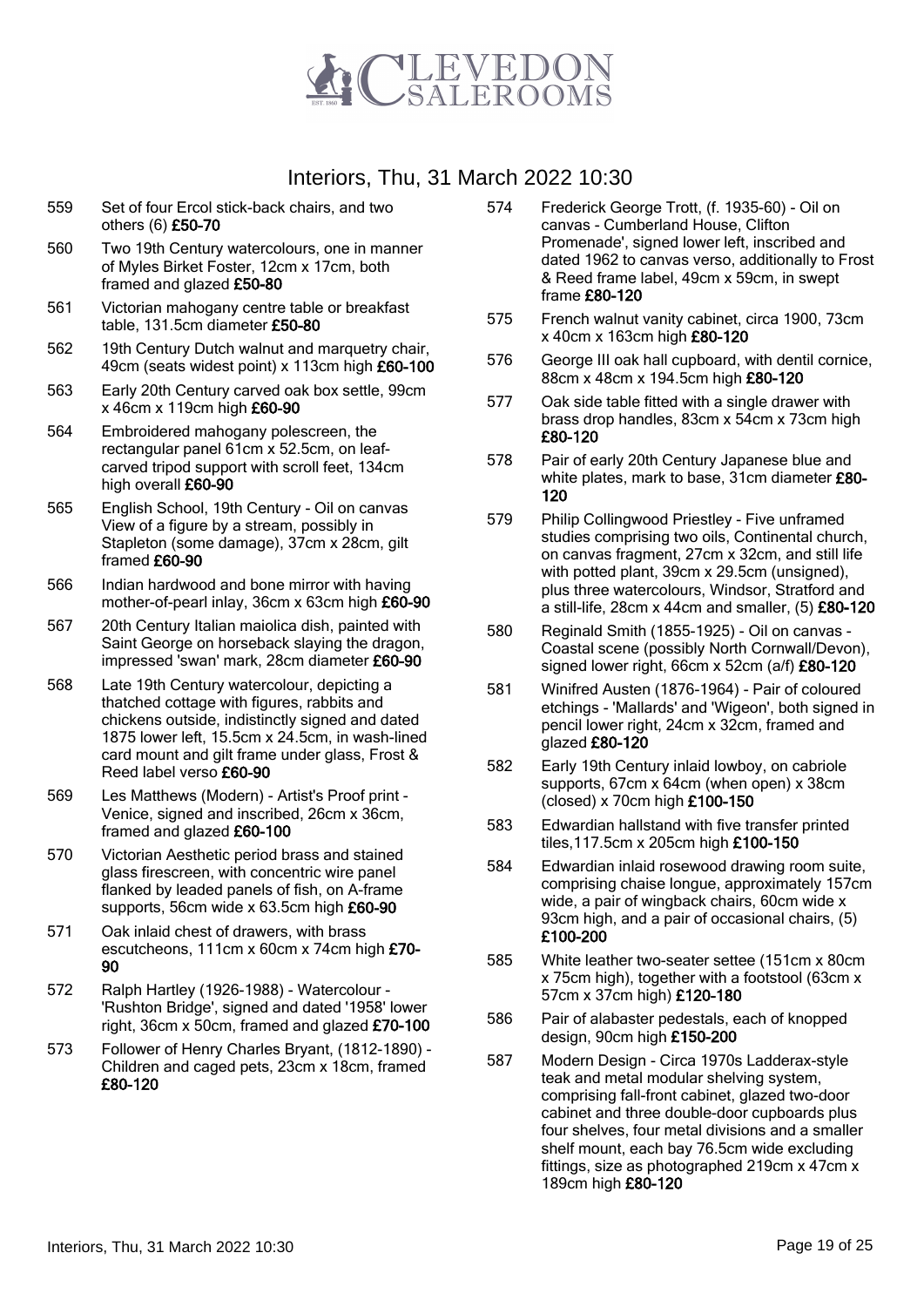# Interiors, Thu, 31 March 2022 10:30

559 Set of four Ercol stick-back chairs, and two others (6) **£50-70**

560 Two 19th Century watercolours, one in manner of Myles Birket Foster, 12cm x 17cm, both framed and glazed **£50-80**

561 Victorian mahogany centre table or breakfast table, 131.5cm diameter **£50-80**

562 19th Century Dutch walnut and marquetry chair, 49cm (seats widest point) x 113cm high **£60-100**

563 Early 20th Century carved oak box settle, 99cm x 46cm x 119cm high **£60-90**

564 Embroidered mahogany polescreen, the rectangular panel 61cm x 52.5cm, on leaf-carved tripod support with scroll feet, 134cm high overall **£60-90**

565 English School, 19th Century - Oil on canvas View of a figure by a stream, possibly in Stapleton (some damage), 37cm x 28cm, gilt framed **£60-90**

566 Indian hardwood and bone mirror with having mother-of-pearl inlay, 36cm x 63cm high **£60-90**

567 20th Century Italian maiolica dish, painted with Saint George on horseback slaying the dragon, impressed 'swan' mark, 28cm diameter **£60-90**

568 Late 19th Century watercolour, depicting a thatched cottage with figures, rabbits and chickens outside, indistinctly signed and dated 1875 lower left, 15.5cm x 24.5cm, in wash-lined card mount and gilt frame under glass, Frost & Reed label verso **£60-90**

569 Les Matthews (Modern) - Artist's Proof print - Venice, signed and inscribed, 26cm x 36cm, framed and glazed **£60-100**

570 Victorian Aesthetic period brass and stained glass firescreen, with concentric wire panel flanked by leaded panels of fish, on A-frame supports, 56cm wide x 63.5cm high **£60-90**

571 Oak inlaid chest of drawers, with brass escutcheons, 111cm x 60cm x 74cm high **£70-90**

572 Ralph Hartley (1926-1988) - Watercolour - 'Rushton Bridge', signed and dated '1958' lower right, 36cm x 50cm, framed and glazed **£70-100**

573 Follower of Henry Charles Bryant, (1812-1890) - Children and caged pets, 23cm x 18cm, framed **£80-120**

574 Frederick George Trott, (f. 1935-60) - Oil on canvas - Cumberland House, Clifton Promenade', signed lower left, inscribed and dated 1962 to canvas verso, additionally to Frost & Reed frame label, 49cm x 59cm, in swept frame **£80-120**

575 French walnut vanity cabinet, circa 1900, 73cm x 40cm x 163cm high **£80-120**

576 George III oak hall cupboard, with dentil cornice, 88cm x 48cm x 194.5cm high **£80-120**

577 Oak side table fitted with a single drawer with brass drop handles, 83cm x 54cm x 73cm high **£80-120**

578 Pair of early 20th Century Japanese blue and white plates, mark to base, 31cm diameter **£80-120**

579 Philip Collingwood Priestley - Five unframed studies comprising two oils, Continental church, on canvas fragment, 27cm x 32cm, and still life with potted plant, 39cm x 29.5cm (unsigned), plus three watercolours, Windsor, Stratford and a still-life, 28cm x 44cm and smaller, (5) **£80-120**

580 Reginald Smith (1855-1925) - Oil on canvas - Coastal scene (possibly North Cornwall/Devon), signed lower right, 66cm x 52cm (a/f) **£80-120**

581 Winifred Austen (1876-1964) - Pair of coloured etchings - 'Mallards' and 'Wigeon', both signed in pencil lower right, 24cm x 32cm, framed and glazed **£80-120**

582 Early 19th Century inlaid lowboy, on cabriole supports, 67cm x 64cm (when open) x 38cm (closed) x 70cm high **£100-150**

583 Edwardian hallstand with five transfer printed tiles,117.5cm x 205cm high **£100-150**

584 Edwardian inlaid rosewood drawing room suite, comprising chaise longue, approximately 157cm wide, a pair of wingback chairs, 60cm wide x 93cm high, and a pair of occasional chairs, (5) **£100-200**

585 White leather two-seater settee (151cm x 80cm x 75cm high), together with a footstool (63cm x 57cm x 37cm high) **£120-180**

586 Pair of alabaster pedestals, each of knopped design, 90cm high **£150-200**

587 Modern Design - Circa 1970s Ladderax-style teak and metal modular shelving system, comprising fall-front cabinet, glazed two-door cabinet and three double-door cupboards plus four shelves, four metal divisions and a smaller shelf mount, each bay 76.5cm wide excluding fittings, size as photographed 219cm x 47cm x 189cm high **£80-120**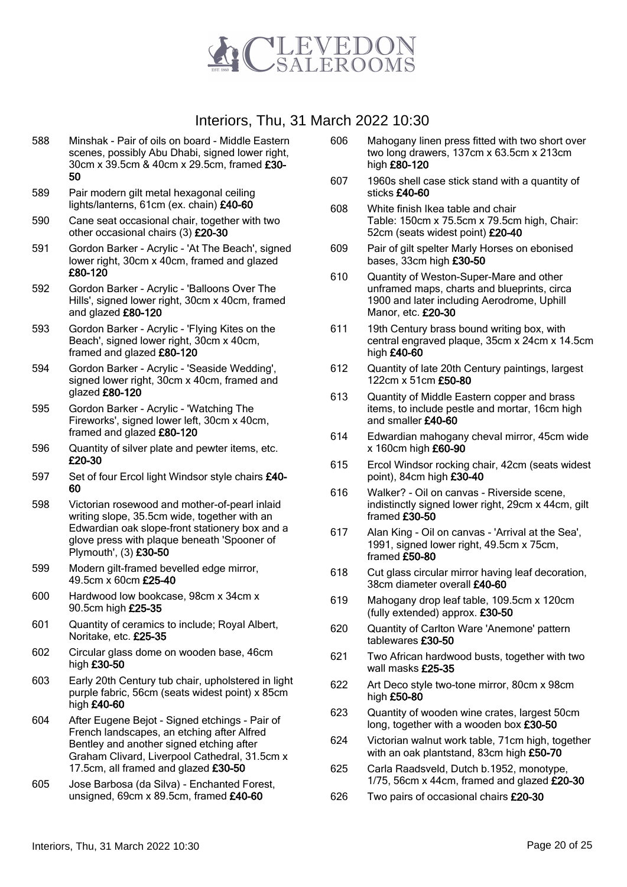# Interiors, Thu, 31 March 2022 10:30

588 Minshak - Pair of oils on board - Middle Eastern scenes, possibly Abu Dhabi, signed lower right, 30cm x 39.5cm & 40cm x 29.5cm, framed **£30-50**

589 Pair modern gilt metal hexagonal ceiling lights/lanterns, 61cm (ex. chain) **£40-60**

590 Cane seat occasional chair, together with two other occasional chairs (3) **£20-30**

591 Gordon Barker - Acrylic - 'At The Beach', signed lower right, 30cm x 40cm, framed and glazed **£80-120**

592 Gordon Barker - Acrylic - 'Balloons Over The Hills', signed lower right, 30cm x 40cm, framed and glazed **£80-120**

593 Gordon Barker - Acrylic - 'Flying Kites on the Beach', signed lower right, 30cm x 40cm, framed and glazed **£80-120**

594 Gordon Barker - Acrylic - 'Seaside Wedding', signed lower right, 30cm x 40cm, framed and glazed **£80-120**

595 Gordon Barker - Acrylic - 'Watching The Fireworks', signed lower left, 30cm x 40cm, framed and glazed **£80-120**

596 Quantity of silver plate and pewter items, etc. **£20-30**

597 Set of four Ercol light Windsor style chairs **£40-60**

598 Victorian rosewood and mother-of-pearl inlaid writing slope, 35.5cm wide, together with an Edwardian oak slope-front stationery box and a glove press with plaque beneath 'Spooner of Plymouth', (3) **£30-50**

599 Modern gilt-framed bevelled edge mirror, 49.5cm x 60cm **£25-40**

600 Hardwood low bookcase, 98cm x 34cm x 90.5cm high **£25-35**

601 Quantity of ceramics to include; Royal Albert, Noritake, etc. **£25-35**

602 Circular glass dome on wooden base, 46cm high **£30-50**

603 Early 20th Century tub chair, upholstered in light purple fabric, 56cm (seats widest point) x 85cm high **£40-60**

604 After Eugene Bejot - Signed etchings - Pair of French landscapes, an etching after Alfred Bentley and another signed etching after Graham Clivard, Liverpool Cathedral, 31.5cm x 17.5cm, all framed and glazed **£30-50**

605 Jose Barbosa (da Silva) - Enchanted Forest, unsigned, 69cm x 89.5cm, framed **£40-60**

606 Mahogany linen press fitted with two short over two long drawers, 137cm x 63.5cm x 213cm high **£80-120**

607 1960s shell case stick stand with a quantity of sticks **£40-60**

608 White finish Ikea table and chair
Table: 150cm x 75.5cm x 79.5cm high, Chair: 52cm (seats widest point) **£20-40**

609 Pair of gilt spelter Marly Horses on ebonised bases, 33cm high **£30-50**

610 Quantity of Weston-Super-Mare and other unframed maps, charts and blueprints, circa 1900 and later including Aerodrome, Uphill Manor, etc. **£20-30**

611 19th Century brass bound writing box, with central engraved plaque, 35cm x 24cm x 14.5cm high **£40-60**

612 Quantity of late 20th Century paintings, largest 122cm x 51cm **£50-80**

613 Quantity of Middle Eastern copper and brass items, to include pestle and mortar, 16cm high and smaller **£40-60**

614 Edwardian mahogany cheval mirror, 45cm wide x 160cm high **£60-90**

615 Ercol Windsor rocking chair, 42cm (seats widest point), 84cm high **£30-40**

616 Walker? - Oil on canvas - Riverside scene, indistinctly signed lower right, 29cm x 44cm, gilt framed **£30-50**

617 Alan King - Oil on canvas - 'Arrival at the Sea', 1991, signed lower right, 49.5cm x 75cm, framed **£50-80**

618 Cut glass circular mirror having leaf decoration, 38cm diameter overall **£40-60**

619 Mahogany drop leaf table, 109.5cm x 120cm (fully extended) approx. **£30-50**

620 Quantity of Carlton Ware 'Anemone' pattern tablewares **£30-50**

621 Two African hardwood busts, together with two wall masks **£25-35**

622 Art Deco style two-tone mirror, 80cm x 98cm high **£50-80**

623 Quantity of wooden wine crates, largest 50cm long, together with a wooden box **£30-50**

624 Victorian walnut work table, 71cm high, together with an oak plantstand, 83cm high **£50-70**

625 Carla Raadsveld, Dutch b.1952, monotype, 1/75, 56cm x 44cm, framed and glazed **£20-30**

626 Two pairs of occasional chairs **£20-30**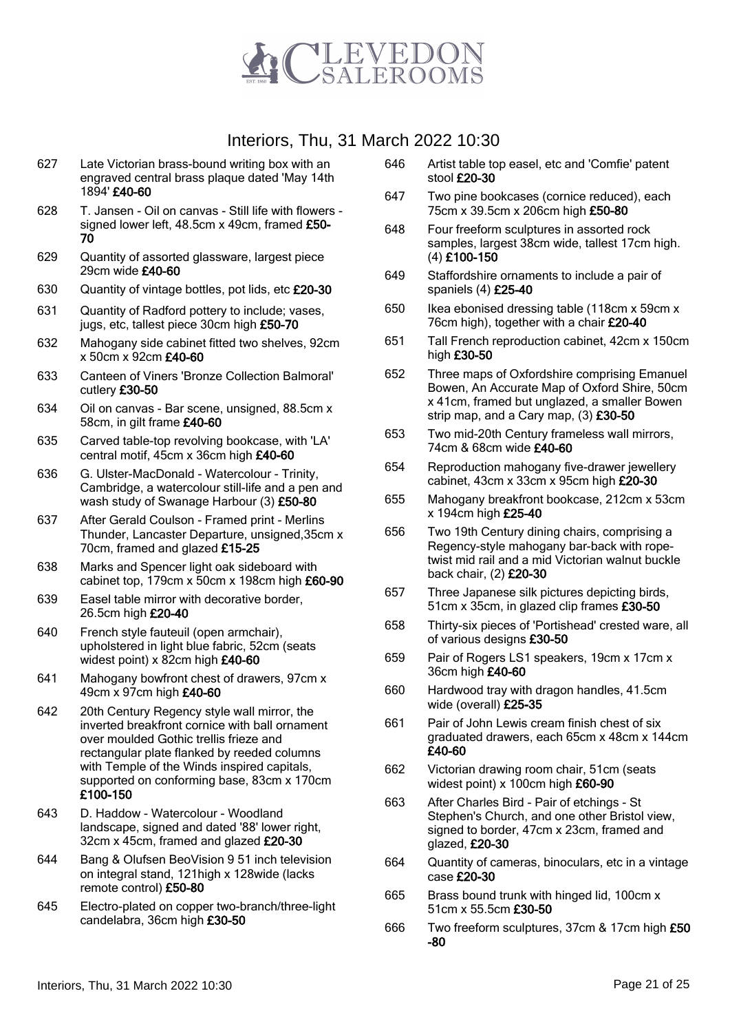# Interiors, Thu, 31 March 2022 10:30

627 Late Victorian brass-bound writing box with an engraved central brass plaque dated 'May 14th 1894' **£40-60**

628 T. Jansen - Oil on canvas - Still life with flowers - signed lower left, 48.5cm x 49cm, framed **£50-70**

629 Quantity of assorted glassware, largest piece 29cm wide **£40-60**

630 Quantity of vintage bottles, pot lids, etc **£20-30**

631 Quantity of Radford pottery to include; vases, jugs, etc, tallest piece 30cm high **£50-70**

632 Mahogany side cabinet fitted two shelves, 92cm x 50cm x 92cm **£40-60**

633 Canteen of Viners 'Bronze Collection Balmoral' cutlery **£30-50**

634 Oil on canvas - Bar scene, unsigned, 88.5cm x 58cm, in gilt frame **£40-60**

635 Carved table-top revolving bookcase, with 'LA' central motif, 45cm x 36cm high **£40-60**

636 G. Ulster-MacDonald - Watercolour - Trinity, Cambridge, a watercolour still-life and a pen and wash study of Swanage Harbour (3) **£50-80**

637 After Gerald Coulson - Framed print - Merlins Thunder, Lancaster Departure, unsigned,35cm x 70cm, framed and glazed **£15-25**

638 Marks and Spencer light oak sideboard with cabinet top, 179cm x 50cm x 198cm high **£60-90**

639 Easel table mirror with decorative border, 26.5cm high **£20-40**

640 French style fauteuil (open armchair), upholstered in light blue fabric, 52cm (seats widest point) x 82cm high **£40-60**

641 Mahogany bowfront chest of drawers, 97cm x 49cm x 97cm high **£40-60**

642 20th Century Regency style wall mirror, the inverted breakfront cornice with ball ornament over moulded Gothic trellis frieze and rectangular plate flanked by reeded columns with Temple of the Winds inspired capitals, supported on conforming base, 83cm x 170cm **£100-150**

643 D. Haddow - Watercolour - Woodland landscape, signed and dated '88' lower right, 32cm x 45cm, framed and glazed **£20-30**

644 Bang & Olufsen BeoVision 9 51 inch television on integral stand, 121high x 128wide (lacks remote control) **£50-80**

645 Electro-plated on copper two-branch/three-light candelabra, 36cm high **£30-50**

646 Artist table top easel, etc and 'Comfie' patent stool **£20-30**

647 Two pine bookcases (cornice reduced), each 75cm x 39.5cm x 206cm high **£50-80**

648 Four freeform sculptures in assorted rock samples, largest 38cm wide, tallest 17cm high. (4) **£100-150**

649 Staffordshire ornaments to include a pair of spaniels (4) **£25-40**

650 Ikea ebonised dressing table (118cm x 59cm x 76cm high), together with a chair **£20-40**

651 Tall French reproduction cabinet, 42cm x 150cm high **£30-50**

652 Three maps of Oxfordshire comprising Emanuel Bowen, An Accurate Map of Oxford Shire, 50cm x 41cm, framed but unglazed, a smaller Bowen strip map, and a Cary map, (3) **£30-50**

653 Two mid-20th Century frameless wall mirrors, 74cm & 68cm wide **£40-60**

654 Reproduction mahogany five-drawer jewellery cabinet, 43cm x 33cm x 95cm high **£20-30**

655 Mahogany breakfront bookcase, 212cm x 53cm x 194cm high **£25-40**

656 Two 19th Century dining chairs, comprising a Regency-style mahogany bar-back with rope-twist mid rail and a mid Victorian walnut buckle back chair, (2) **£20-30**

657 Three Japanese silk pictures depicting birds, 51cm x 35cm, in glazed clip frames **£30-50**

658 Thirty-six pieces of 'Portishead' crested ware, all of various designs **£30-50**

659 Pair of Rogers LS1 speakers, 19cm x 17cm x 36cm high **£40-60**

660 Hardwood tray with dragon handles, 41.5cm wide (overall) **£25-35**

661 Pair of John Lewis cream finish chest of six graduated drawers, each 65cm x 48cm x 144cm **£40-60**

662 Victorian drawing room chair, 51cm (seats widest point) x 100cm high **£60-90**

663 After Charles Bird - Pair of etchings - St Stephen's Church, and one other Bristol view, signed to border, 47cm x 23cm, framed and glazed, **£20-30**

664 Quantity of cameras, binoculars, etc in a vintage case **£20-30**

665 Brass bound trunk with hinged lid, 100cm x 51cm x 55.5cm **£30-50**

666 Two freeform sculptures, 37cm & 17cm high **£50-80**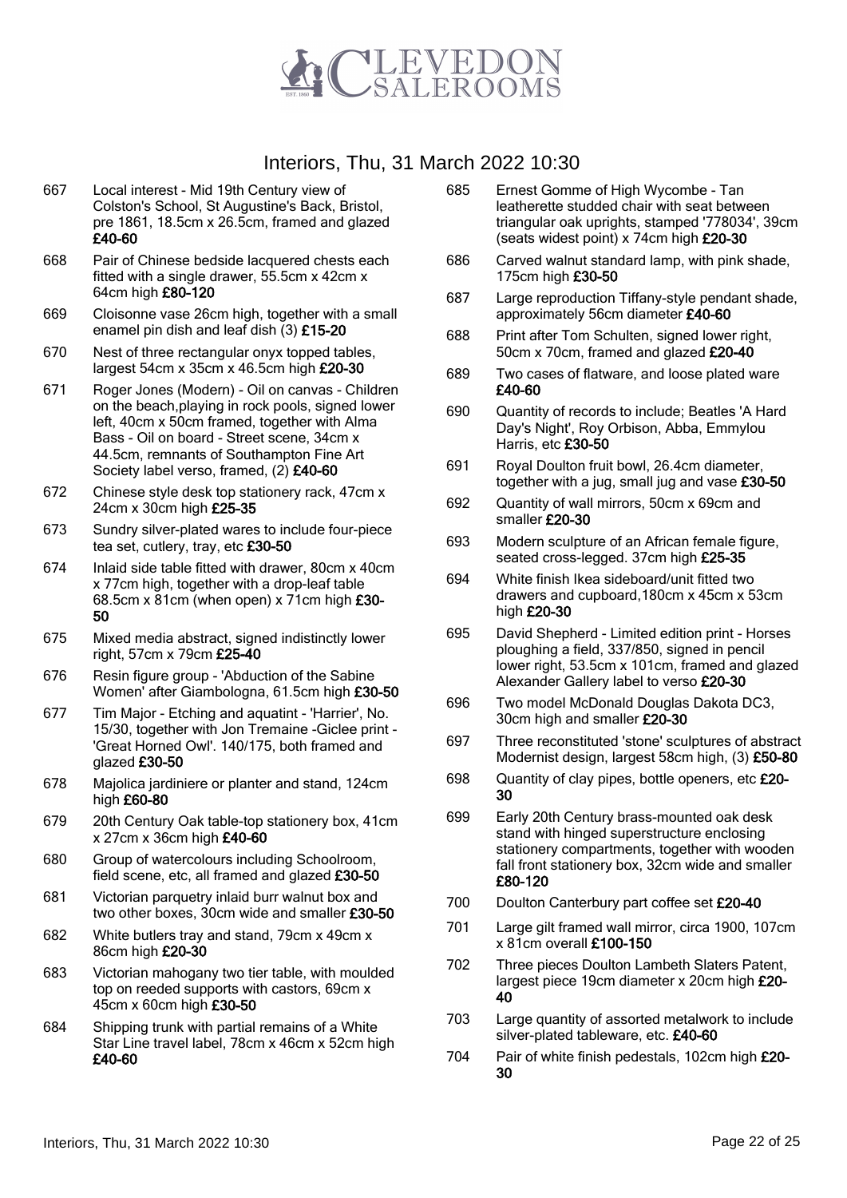# Interiors, Thu, 31 March 2022 10:30

667 Local interest - Mid 19th Century view of Colston's School, St Augustine's Back, Bristol, pre 1861, 18.5cm x 26.5cm, framed and glazed **£40-60**

668 Pair of Chinese bedside lacquered chests each fitted with a single drawer, 55.5cm x 42cm x 64cm high **£80-120**

669 Cloisonne vase 26cm high, together with a small enamel pin dish and leaf dish (3) **£15-20**

670 Nest of three rectangular onyx topped tables, largest 54cm x 35cm x 46.5cm high **£20-30**

671 Roger Jones (Modern) - Oil on canvas - Children on the beach,playing in rock pools, signed lower left, 40cm x 50cm framed, together with Alma Bass - Oil on board - Street scene, 34cm x 44.5cm, remnants of Southampton Fine Art Society label verso, framed, (2) **£40-60**

672 Chinese style desk top stationery rack, 47cm x 24cm x 30cm high **£25-35**

673 Sundry silver-plated wares to include four-piece tea set, cutlery, tray, etc **£30-50**

674 Inlaid side table fitted with drawer, 80cm x 40cm x 77cm high, together with a drop-leaf table 68.5cm x 81cm (when open) x 71cm high **£30-50**

675 Mixed media abstract, signed indistinctly lower right, 57cm x 79cm **£25-40**

676 Resin figure group - 'Abduction of the Sabine Women' after Giambologna, 61.5cm high **£30-50**

677 Tim Major - Etching and aquatint - 'Harrier', No. 15/30, together with Jon Tremaine -Giclee print - 'Great Horned Owl'. 140/175, both framed and glazed **£30-50**

678 Majolica jardiniere or planter and stand, 124cm high **£60-80**

679 20th Century Oak table-top stationery box, 41cm x 27cm x 36cm high **£40-60**

680 Group of watercolours including Schoolroom, field scene, etc, all framed and glazed **£30-50**

681 Victorian parquetry inlaid burr walnut box and two other boxes, 30cm wide and smaller **£30-50**

682 White butlers tray and stand, 79cm x 49cm x 86cm high **£20-30**

683 Victorian mahogany two tier table, with moulded top on reeded supports with castors, 69cm x 45cm x 60cm high **£30-50**

684 Shipping trunk with partial remains of a White Star Line travel label, 78cm x 46cm x 52cm high **£40-60**

685 Ernest Gomme of High Wycombe - Tan leatherette studded chair with seat between triangular oak uprights, stamped '778034', 39cm (seats widest point) x 74cm high **£20-30**

686 Carved walnut standard lamp, with pink shade, 175cm high **£30-50**

687 Large reproduction Tiffany-style pendant shade, approximately 56cm diameter **£40-60**

688 Print after Tom Schulten, signed lower right, 50cm x 70cm, framed and glazed **£20-40**

689 Two cases of flatware, and loose plated ware **£40-60**

690 Quantity of records to include; Beatles 'A Hard Day's Night', Roy Orbison, Abba, Emmylou Harris, etc **£30-50**

691 Royal Doulton fruit bowl, 26.4cm diameter, together with a jug, small jug and vase **£30-50**

692 Quantity of wall mirrors, 50cm x 69cm and smaller **£20-30**

693 Modern sculpture of an African female figure, seated cross-legged. 37cm high **£25-35**

694 White finish Ikea sideboard/unit fitted two drawers and cupboard,180cm x 45cm x 53cm high **£20-30**

695 David Shepherd - Limited edition print - Horses ploughing a field, 337/850, signed in pencil lower right, 53.5cm x 101cm, framed and glazed Alexander Gallery label to verso **£20-30**

696 Two model McDonald Douglas Dakota DC3, 30cm high and smaller **£20-30**

697 Three reconstituted 'stone' sculptures of abstract Modernist design, largest 58cm high, (3) **£50-80**

698 Quantity of clay pipes, bottle openers, etc **£20-30**

699 Early 20th Century brass-mounted oak desk stand with hinged superstructure enclosing stationery compartments, together with wooden fall front stationery box, 32cm wide and smaller **£80-120**

700 Doulton Canterbury part coffee set **£20-40**

701 Large gilt framed wall mirror, circa 1900, 107cm x 81cm overall **£100-150**

702 Three pieces Doulton Lambeth Slaters Patent, largest piece 19cm diameter x 20cm high **£20-40**

703 Large quantity of assorted metalwork to include silver-plated tableware, etc. **£40-60**

704 Pair of white finish pedestals, 102cm high **£20-30**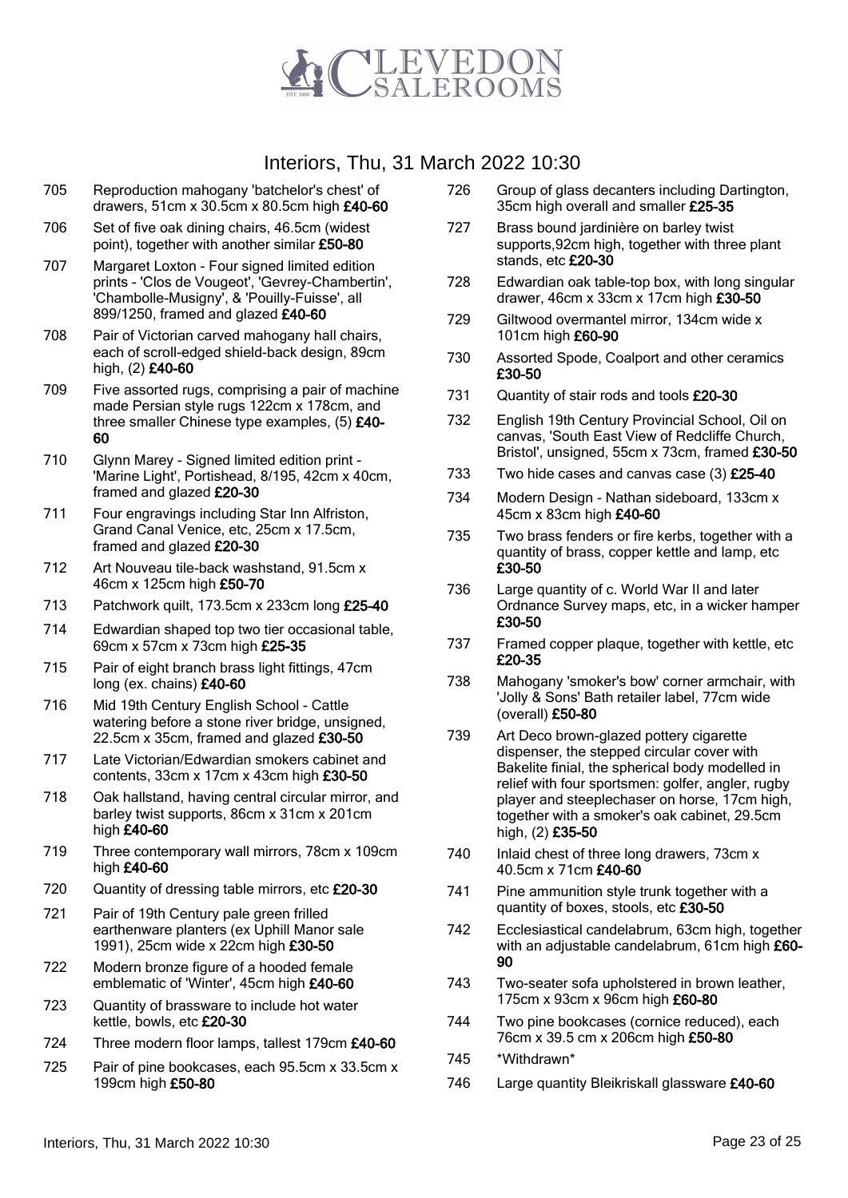# Interiors, Thu, 31 March 2022 10:30

705 Reproduction mahogany 'batchelor's chest' of drawers, 51cm x 30.5cm x 80.5cm high **£40-60**

706 Set of five oak dining chairs, 46.5cm (widest point), together with another similar **£50-80**

707 Margaret Loxton - Four signed limited edition prints - 'Clos de Vougeot', 'Gevrey-Chambertin', 'Chambolle-Musigny', & 'Pouilly-Fuisse', all 899/1250, framed and glazed **£40-60**

708 Pair of Victorian carved mahogany hall chairs, each of scroll-edged shield-back design, 89cm high, (2) **£40-60**

709 Five assorted rugs, comprising a pair of machine made Persian style rugs 122cm x 178cm, and three smaller Chinese type examples, (5) **£40-60**

710 Glynn Marey - Signed limited edition print - 'Marine Light', Portishead, 8/195, 42cm x 40cm, framed and glazed **£20-30**

711 Four engravings including Star Inn Alfriston, Grand Canal Venice, etc, 25cm x 17.5cm, framed and glazed **£20-30**

712 Art Nouveau tile-back washstand, 91.5cm x 46cm x 125cm high **£50-70**

713 Patchwork quilt, 173.5cm x 233cm long **£25-40**

714 Edwardian shaped top two tier occasional table, 69cm x 57cm x 73cm high **£25-35**

715 Pair of eight branch brass light fittings, 47cm long (ex. chains) **£40-60**

716 Mid 19th Century English School - Cattle watering before a stone river bridge, unsigned, 22.5cm x 35cm, framed and glazed **£30-50**

717 Late Victorian/Edwardian smokers cabinet and contents, 33cm x 17cm x 43cm high **£30-50**

718 Oak hallstand, having central circular mirror, and barley twist supports, 86cm x 31cm x 201cm high **£40-60**

719 Three contemporary wall mirrors, 78cm x 109cm high **£40-60**

720 Quantity of dressing table mirrors, etc **£20-30**

721 Pair of 19th Century pale green frilled earthenware planters (ex Uphill Manor sale 1991), 25cm wide x 22cm high **£30-50**

722 Modern bronze figure of a hooded female emblematic of 'Winter', 45cm high **£40-60**

723 Quantity of brassware to include hot water kettle, bowls, etc **£20-30**

724 Three modern floor lamps, tallest 179cm **£40-60**

725 Pair of pine bookcases, each 95.5cm x 33.5cm x 199cm high **£50-80**

726 Group of glass decanters including Dartington, 35cm high overall and smaller **£25-35**

727 Brass bound jardinière on barley twist supports,92cm high, together with three plant stands, etc **£20-30**

728 Edwardian oak table-top box, with long singular drawer, 46cm x 33cm x 17cm high **£30-50**

729 Giltwood overmantel mirror, 134cm wide x 101cm high **£60-90**

730 Assorted Spode, Coalport and other ceramics **£30-50**

731 Quantity of stair rods and tools **£20-30**

732 English 19th Century Provincial School, Oil on canvas, 'South East View of Redcliffe Church, Bristol', unsigned, 55cm x 73cm, framed **£30-50**

733 Two hide cases and canvas case (3) **£25-40**

734 Modern Design - Nathan sideboard, 133cm x 45cm x 83cm high **£40-60**

735 Two brass fenders or fire kerbs, together with a quantity of brass, copper kettle and lamp, etc **£30-50**

736 Large quantity of c. World War II and later Ordnance Survey maps, etc, in a wicker hamper **£30-50**

737 Framed copper plaque, together with kettle, etc **£20-35**

738 Mahogany 'smoker's bow' corner armchair, with 'Jolly & Sons' Bath retailer label, 77cm wide (overall) **£50-80**

739 Art Deco brown-glazed pottery cigarette dispenser, the stepped circular cover with Bakelite finial, the spherical body modelled in relief with four sportsmen: golfer, angler, rugby player and steeplechaser on horse, 17cm high, together with a smoker's oak cabinet, 29.5cm high, (2) **£35-50**

740 Inlaid chest of three long drawers, 73cm x 40.5cm x 71cm **£40-60**

741 Pine ammunition style trunk together with a quantity of boxes, stools, etc **£30-50**

742 Ecclesiastical candelabrum, 63cm high, together with an adjustable candelabrum, 61cm high **£60-90**

743 Two-seater sofa upholstered in brown leather, 175cm x 93cm x 96cm high **£60-80**

744 Two pine bookcases (cornice reduced), each 76cm x 39.5 cm x 206cm high **£50-80**

745 *Withdrawn*

746 Large quantity Bleikriskall glassware **£40-60**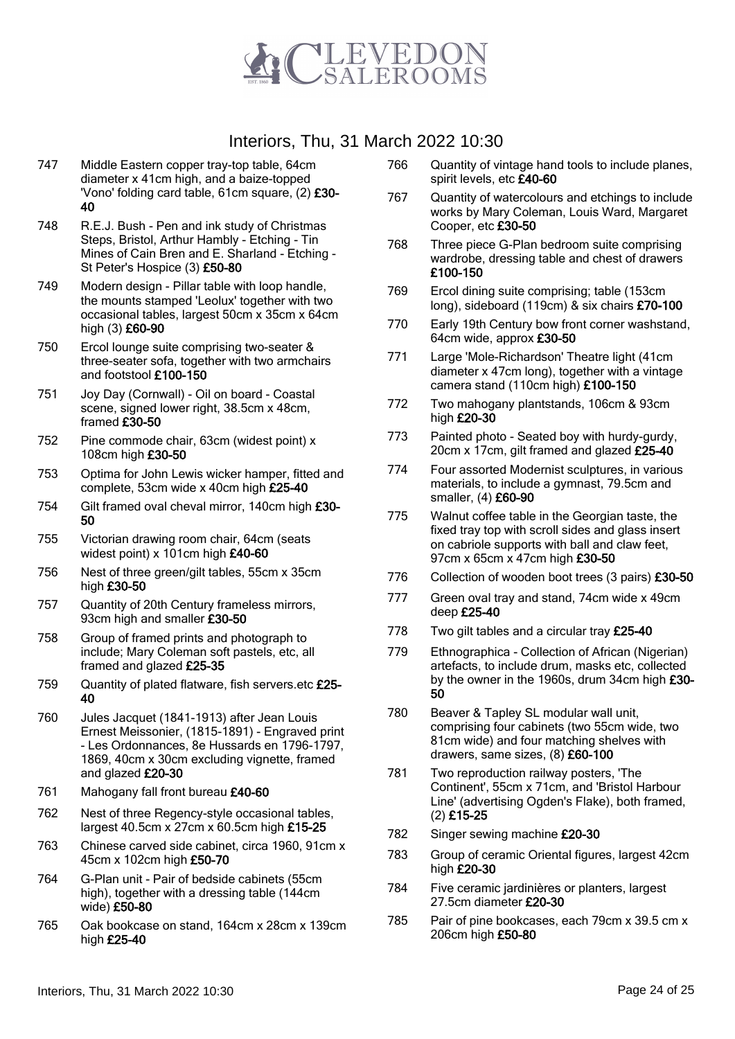# Interiors, Thu, 31 March 2022 10:30

747 Middle Eastern copper tray-top table, 64cm diameter x 41cm high, and a baize-topped 'Vono' folding card table, 61cm square, (2) **£30-40**

748 R.E.J. Bush - Pen and ink study of Christmas Steps, Bristol, Arthur Hambly - Etching - Tin Mines of Cain Bren and E. Sharland - Etching - St Peter's Hospice (3) **£50-80**

749 Modern design - Pillar table with loop handle, the mounts stamped 'Leolux' together with two occasional tables, largest 50cm x 35cm x 64cm high (3) **£60-90**

750 Ercol lounge suite comprising two-seater & three-seater sofa, together with two armchairs and footstool **£100-150**

751 Joy Day (Cornwall) - Oil on board - Coastal scene, signed lower right, 38.5cm x 48cm, framed **£30-50**

752 Pine commode chair, 63cm (widest point) x 108cm high **£30-50**

753 Optima for John Lewis wicker hamper, fitted and complete, 53cm wide x 40cm high **£25-40**

754 Gilt framed oval cheval mirror, 140cm high **£30-50**

755 Victorian drawing room chair, 64cm (seats widest point) x 101cm high **£40-60**

756 Nest of three green/gilt tables, 55cm x 35cm high **£30-50**

757 Quantity of 20th Century frameless mirrors, 93cm high and smaller **£30-50**

758 Group of framed prints and photograph to include; Mary Coleman soft pastels, etc, all framed and glazed **£25-35**

759 Quantity of plated flatware, fish servers.etc **£25-40**

760 Jules Jacquet (1841-1913) after Jean Louis Ernest Meissonier, (1815-1891) - Engraved print - Les Ordonnances, 8e Hussards en 1796-1797, 1869, 40cm x 30cm excluding vignette, framed and glazed **£20-30**

761 Mahogany fall front bureau **£40-60**

762 Nest of three Regency-style occasional tables, largest 40.5cm x 27cm x 60.5cm high **£15-25**

763 Chinese carved side cabinet, circa 1960, 91cm x 45cm x 102cm high **£50-70**

764 G-Plan unit - Pair of bedside cabinets (55cm high), together with a dressing table (144cm wide) **£50-80**

765 Oak bookcase on stand, 164cm x 28cm x 139cm high **£25-40**

766 Quantity of vintage hand tools to include planes, spirit levels, etc **£40-60**

767 Quantity of watercolours and etchings to include works by Mary Coleman, Louis Ward, Margaret Cooper, etc **£30-50**

768 Three piece G-Plan bedroom suite comprising wardrobe, dressing table and chest of drawers **£100-150**

769 Ercol dining suite comprising; table (153cm long), sideboard (119cm) & six chairs **£70-100**

770 Early 19th Century bow front corner washstand, 64cm wide, approx **£30-50**

771 Large 'Mole-Richardson' Theatre light (41cm diameter x 47cm long), together with a vintage camera stand (110cm high) **£100-150**

772 Two mahogany plantstands, 106cm & 93cm high **£20-30**

773 Painted photo - Seated boy with hurdy-gurdy, 20cm x 17cm, gilt framed and glazed **£25-40**

774 Four assorted Modernist sculptures, in various materials, to include a gymnast, 79.5cm and smaller, (4) **£60-90**

775 Walnut coffee table in the Georgian taste, the fixed tray top with scroll sides and glass insert on cabriole supports with ball and claw feet, 97cm x 65cm x 47cm high **£30-50**

776 Collection of wooden boot trees (3 pairs) **£30-50**

777 Green oval tray and stand, 74cm wide x 49cm deep **£25-40**

778 Two gilt tables and a circular tray **£25-40**

779 Ethnographica - Collection of African (Nigerian) artefacts, to include drum, masks etc, collected by the owner in the 1960s, drum 34cm high **£30-50**

780 Beaver & Tapley SL modular wall unit, comprising four cabinets (two 55cm wide, two 81cm wide) and four matching shelves with drawers, same sizes, (8) **£60-100**

781 Two reproduction railway posters, 'The Continent', 55cm x 71cm, and 'Bristol Harbour Line' (advertising Ogden's Flake), both framed, (2) **£15-25**

782 Singer sewing machine **£20-30**

783 Group of ceramic Oriental figures, largest 42cm high **£20-30**

784 Five ceramic jardinières or planters, largest 27.5cm diameter **£20-30**

785 Pair of pine bookcases, each 79cm x 39.5 cm x 206cm high **£50-80**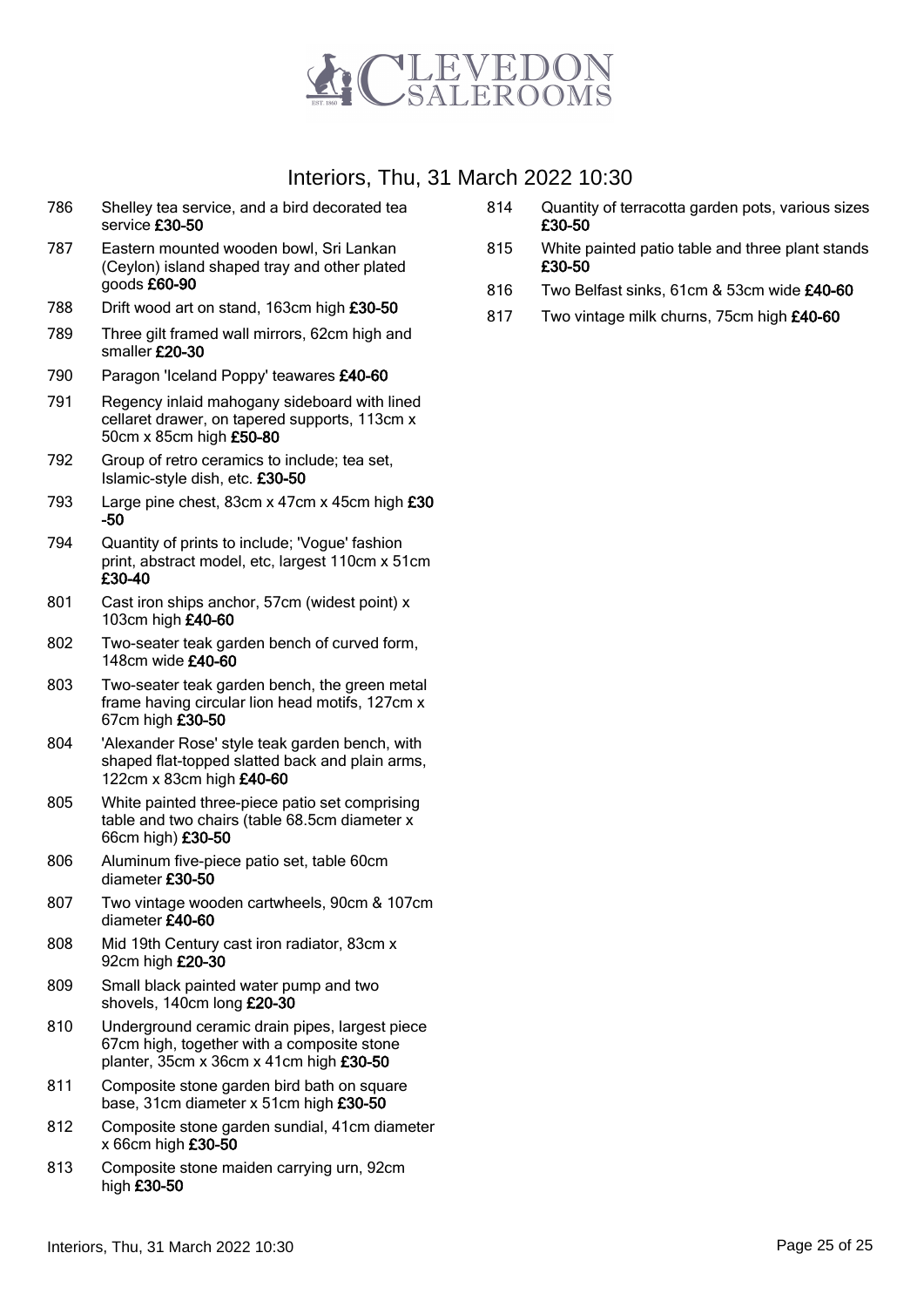# Interiors, Thu, 31 March 2022 10:30

786 Shelley tea service, and a bird decorated tea service **£30-50**

787 Eastern mounted wooden bowl, Sri Lankan (Ceylon) island shaped tray and other plated goods **£60-90**

788 Drift wood art on stand, 163cm high **£30-50**

789 Three gilt framed wall mirrors, 62cm high and smaller **£20-30**

790 Paragon 'Iceland Poppy' teawares **£40-60**

791 Regency inlaid mahogany sideboard with lined cellaret drawer, on tapered supports, 113cm x 50cm x 85cm high **£50-80**

792 Group of retro ceramics to include; tea set, Islamic-style dish, etc. **£30-50**

793 Large pine chest, 83cm x 47cm x 45cm high **£30 -50**

794 Quantity of prints to include; 'Vogue' fashion print, abstract model, etc, largest 110cm x 51cm **£30-40**

801 Cast iron ships anchor, 57cm (widest point) x 103cm high **£40-60**

802 Two-seater teak garden bench of curved form, 148cm wide **£40-60**

803 Two-seater teak garden bench, the green metal frame having circular lion head motifs, 127cm x 67cm high **£30-50**

804 'Alexander Rose' style teak garden bench, with shaped flat-topped slatted back and plain arms, 122cm x 83cm high **£40-60**

805 White painted three-piece patio set comprising table and two chairs (table 68.5cm diameter x 66cm high) **£30-50**

806 Aluminum five-piece patio set, table 60cm diameter **£30-50**

807 Two vintage wooden cartwheels, 90cm & 107cm diameter **£40-60**

808 Mid 19th Century cast iron radiator, 83cm x 92cm high **£20-30**

809 Small black painted water pump and two shovels, 140cm long **£20-30**

810 Underground ceramic drain pipes, largest piece 67cm high, together with a composite stone planter, 35cm x 36cm x 41cm high **£30-50**

811 Composite stone garden bird bath on square base, 31cm diameter x 51cm high **£30-50**

812 Composite stone garden sundial, 41cm diameter x 66cm high **£30-50**

813 Composite stone maiden carrying urn, 92cm high **£30-50**

814 Quantity of terracotta garden pots, various sizes **£30-50**

815 White painted patio table and three plant stands **£30-50**

816 Two Belfast sinks, 61cm & 53cm wide **£40-60**

817 Two vintage milk churns, 75cm high **£40-60**